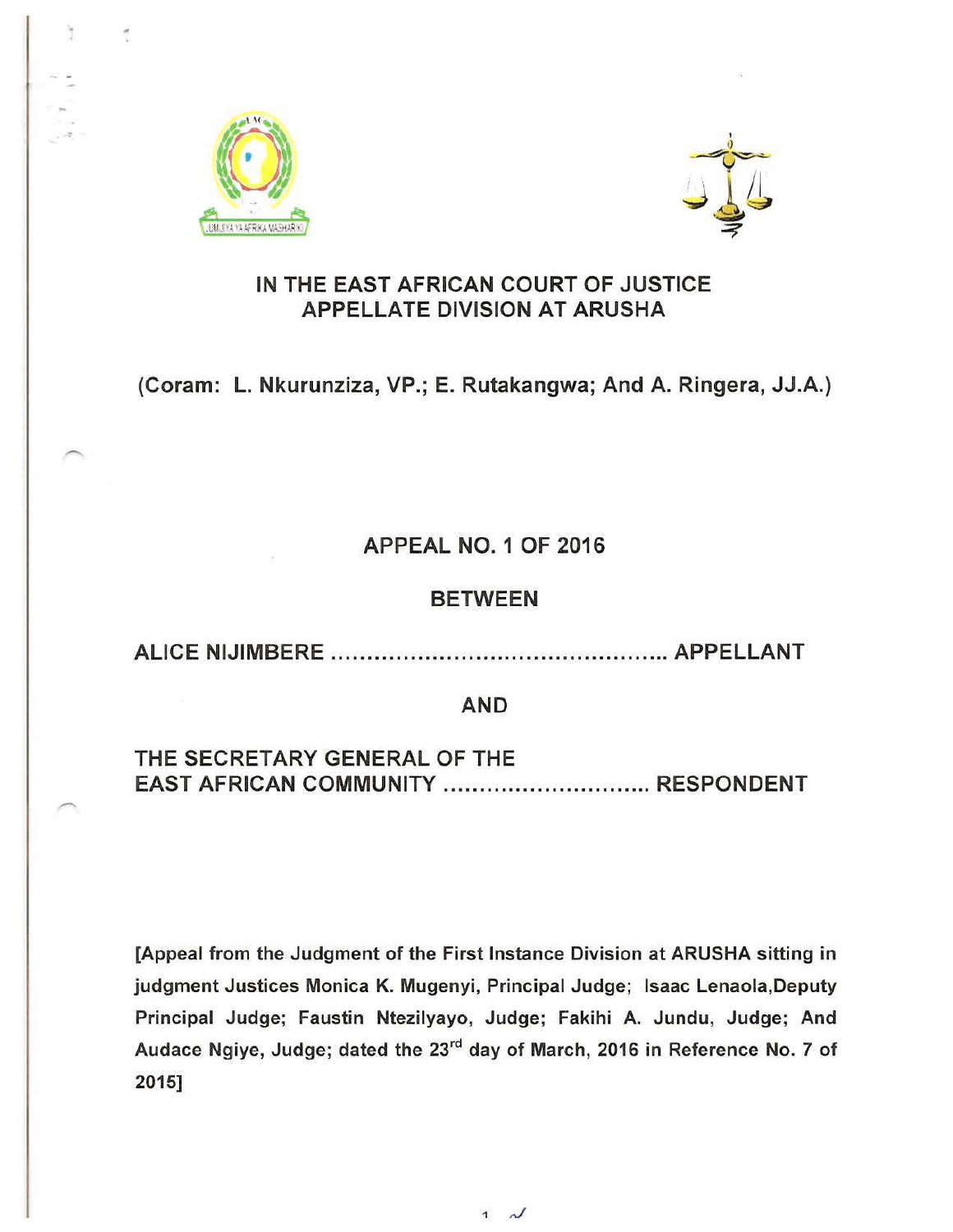# IN THE EAST AFRICAN COURT OF JUSTICE
## APPELLATE DIVISION AT ARUSHA

(Coram: L. Nkurunziza, VP.; E. Rutakangwa; And A. Ringera, JJ.A.)

## APPEAL NO. 1 OF 2016

**BETWEEN**

**ALICE NIJIMBERE ............................................. APPELLANT**

**AND**

**THE SECRETARY GENERAL OF THE EAST AFRICAN COMMUNITY ............................ RESPONDENT**

**[Appeal from the Judgment of the First Instance Division at ARUSHA sitting in judgment Justices Monica K. Mugenyi, Principal Judge; Isaac Lenaola, Deputy Principal Judge; Faustin Ntezilyayo, Judge; Fakihi A. Jundu, Judge; And Audace Ngiye, Judge; dated the 23rd day of March, 2016 in Reference No. 7 of 2015]**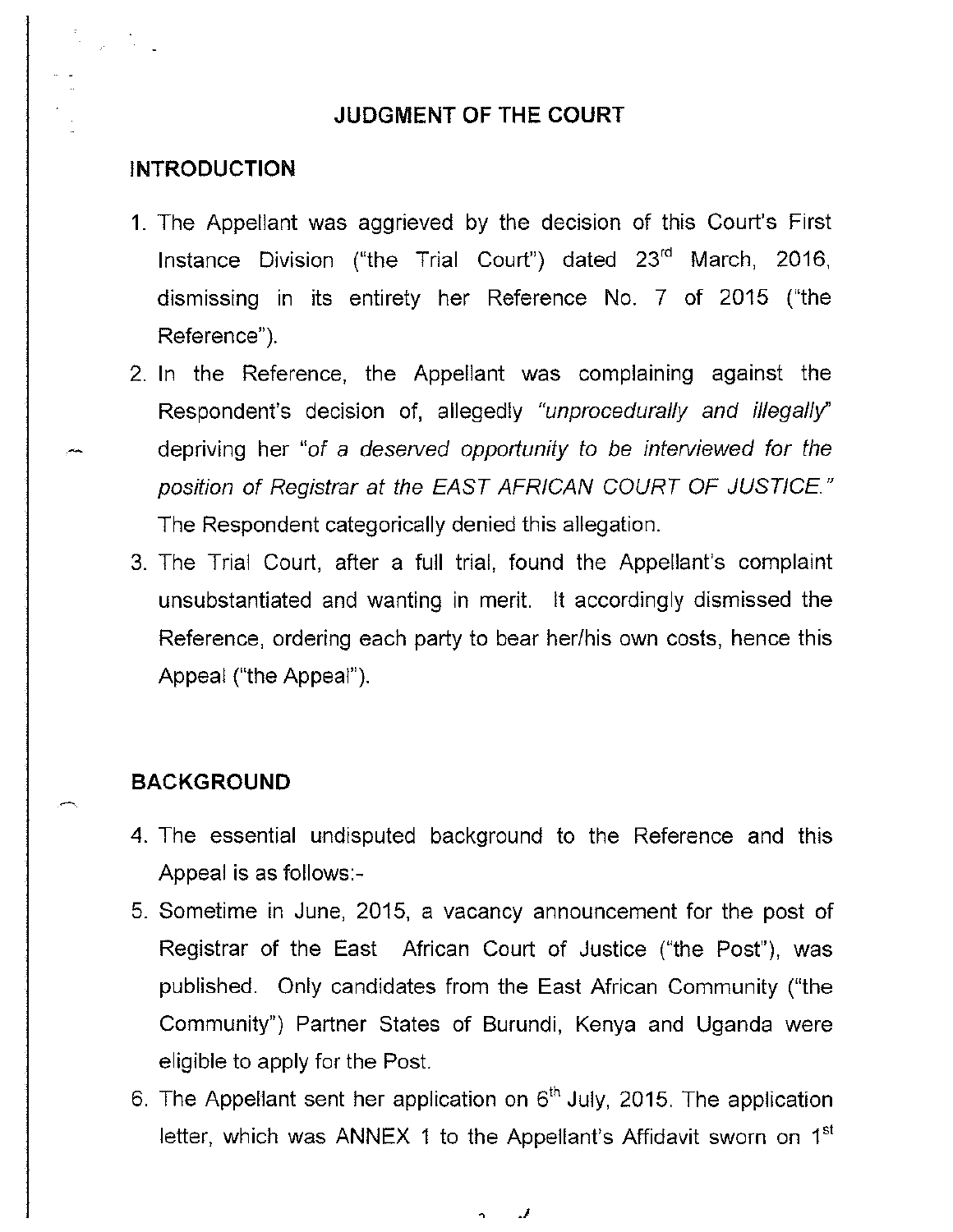## JUDGMENT OF THE COURT

### INTRODUCTION

1. The Appellant was aggrieved by the decision of this Court's First Instance Division ("the Trial Court") dated 23rd March, 2016, dismissing in its entirety her Reference No. 7 of 2015 ("the Reference").
2. In the Reference, the Appellant was complaining against the Respondent's decision of, allegedly *"unprocedurally and illegally"* depriving her *"of a deserved opportunity to be interviewed for the position of Registrar at the EAST AFRICAN COURT OF JUSTICE."* The Respondent categorically denied this allegation.
3. The Trial Court, after a full trial, found the Appellant's complaint unsubstantiated and wanting in merit. It accordingly dismissed the Reference, ordering each party to bear her/his own costs, hence this Appeal ("the Appeal").

### BACKGROUND

4. The essential undisputed background to the Reference and this Appeal is as follows:-
5. Sometime in June, 2015, a vacancy announcement for the post of Registrar of the East African Court of Justice ("the Post"), was published. Only candidates from the East African Community ("the Community") Partner States of Burundi, Kenya and Uganda were eligible to apply for the Post.
6. The Appellant sent her application on 6th July, 2015. The application letter, which was ANNEX 1 to the Appellant's Affidavit sworn on 1st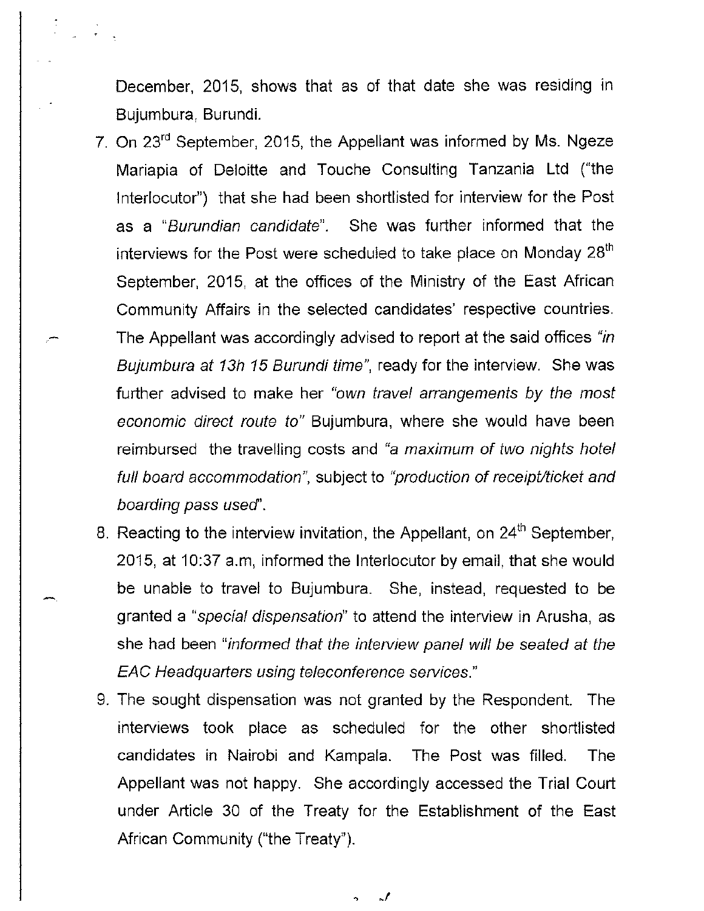December, 2015, shows that as of that date she was residing in Bujumbura, Burundi.

7. On 23rd September, 2015, the Appellant was informed by Ms. Ngeze Mariapia of Deloitte and Touche Consulting Tanzania Ltd ("the Interlocutor") that she had been shortlisted for interview for the Post as a "*Burundian candidate*". She was further informed that the interviews for the Post were scheduled to take place on Monday 28th September, 2015, at the offices of the Ministry of the East African Community Affairs in the selected candidates' respective countries. The Appellant was accordingly advised to report at the said offices *"in Bujumbura at 13h 15 Burundi time"*, ready for the interview. She was further advised to make her *"own travel arrangements by the most economic direct route to"* Bujumbura, where she would have been reimbursed the travelling costs and *"a maximum of two nights hotel full board accommodation"*, subject to *"production of receipt/ticket and boarding pass used"*.

8. Reacting to the interview invitation, the Appellant, on 24th September, 2015, at 10:37 a.m, informed the Interlocutor by email, that she would be unable to travel to Bujumbura. She, instead, requested to be granted a "*special dispensation*" to attend the interview in Arusha, as she had been "*informed that the interview panel will be seated at the EAC Headquarters using teleconference services.*"

9. The sought dispensation was not granted by the Respondent. The interviews took place as scheduled for the other shortlisted candidates in Nairobi and Kampala. The Post was filled. The Appellant was not happy. She accordingly accessed the Trial Court under Article 30 of the Treaty for the Establishment of the East African Community ("the Treaty").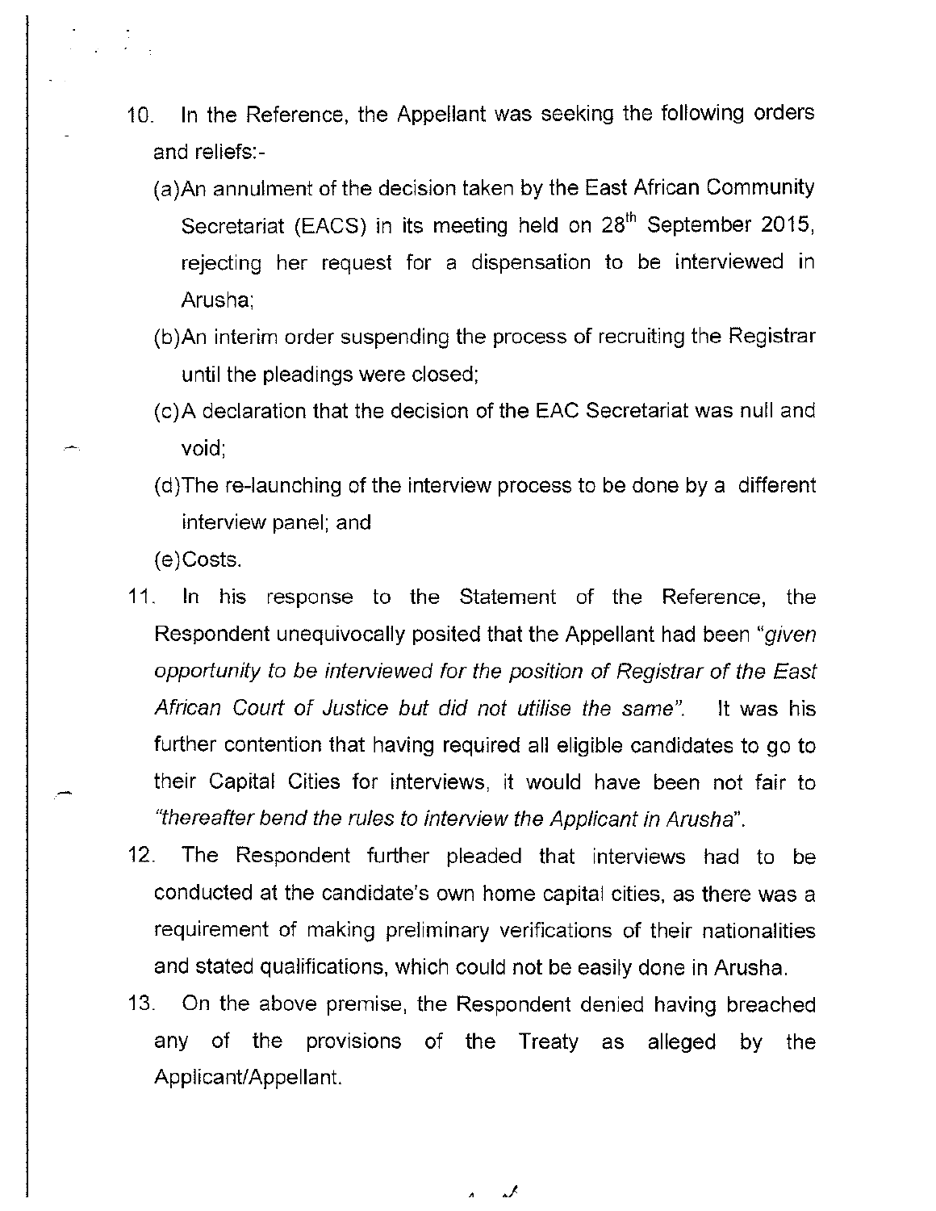10. In the Reference, the Appellant was seeking the following orders and reliefs:-

    (a) An annulment of the decision taken by the East African Community Secretariat (EACS) in its meeting held on 28th September 2015, rejecting her request for a dispensation to be interviewed in Arusha;

    (b) An interim order suspending the process of recruiting the Registrar until the pleadings were closed;

    (c) A declaration that the decision of the EAC Secretariat was null and void;

    (d) The re-launching of the interview process to be done by a different interview panel; and

    (e) Costs.

11. In his response to the Statement of the Reference, the Respondent unequivocally posited that the Appellant had been "*given opportunity to be interviewed for the position of Registrar of the East African Court of Justice but did not utilise the same*". It was his further contention that having required all eligible candidates to go to their Capital Cities for interviews, it would have been not fair to "*thereafter bend the rules to interview the Applicant in Arusha*".

12. The Respondent further pleaded that interviews had to be conducted at the candidate's own home capital cities, as there was a requirement of making preliminary verifications of their nationalities and stated qualifications, which could not be easily done in Arusha.

13. On the above premise, the Respondent denied having breached any of the provisions of the Treaty as alleged by the Applicant/Appellant.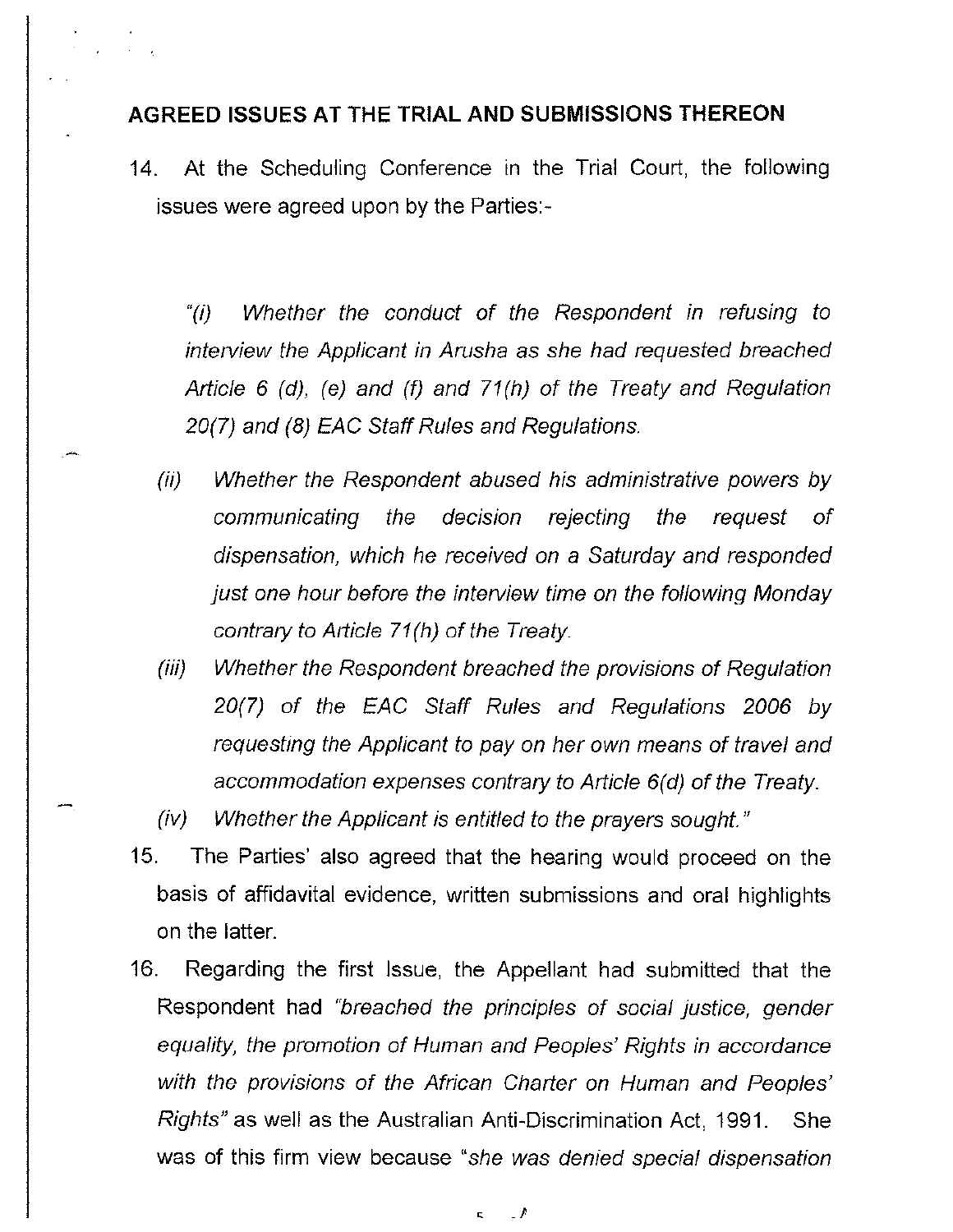## AGREED ISSUES AT THE TRIAL AND SUBMISSIONS THEREON

14. At the Scheduling Conference in the Trial Court, the following issues were agreed upon by the Parties:-

> *"(i) Whether the conduct of the Respondent in refusing to interview the Applicant in Arusha as she had requested breached Article 6 (d), (e) and (f) and 71(h) of the Treaty and Regulation 20(7) and (8) EAC Staff Rules and Regulations.*
>
> *(ii) Whether the Respondent abused his administrative powers by communicating the decision rejecting the request of dispensation, which he received on a Saturday and responded just one hour before the interview time on the following Monday contrary to Article 71(h) of the Treaty.*
>
> *(iii) Whether the Respondent breached the provisions of Regulation 20(7) of the EAC Staff Rules and Regulations 2006 by requesting the Applicant to pay on her own means of travel and accommodation expenses contrary to Article 6(d) of the Treaty.*
>
> *(iv) Whether the Applicant is entitled to the prayers sought."*

15. The Parties' also agreed that the hearing would proceed on the basis of affidavital evidence, written submissions and oral highlights on the latter.

16. Regarding the first Issue, the Appellant had submitted that the Respondent had *"breached the principles of social justice, gender equality, the promotion of Human and Peoples' Rights in accordance with the provisions of the African Charter on Human and Peoples' Rights"* as well as the Australian Anti-Discrimination Act, 1991. She was of this firm view because *"she was denied special dispensation*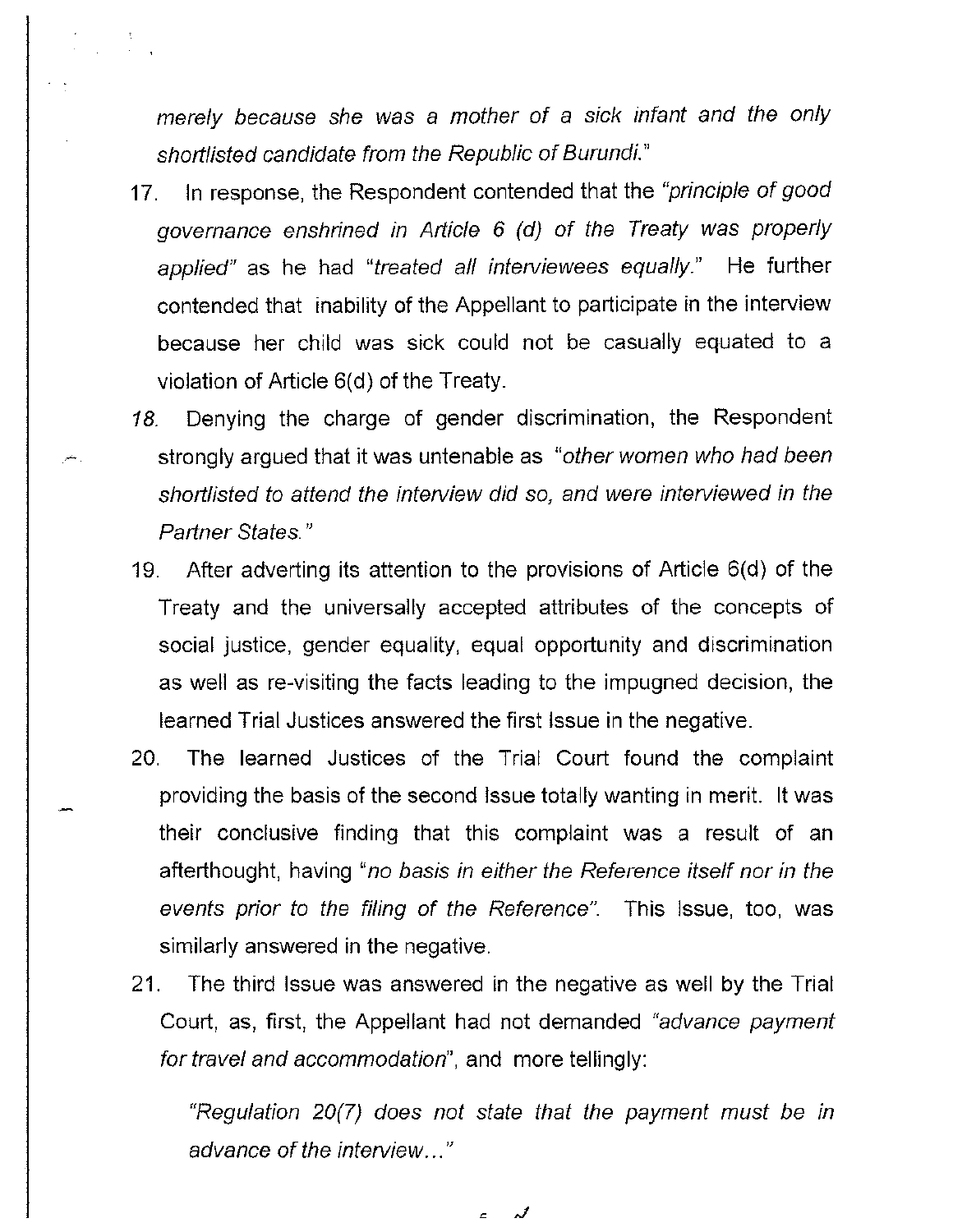*merely because she was a mother of a sick infant and the only shortlisted candidate from the Republic of Burundi.*"

17. In response, the Respondent contended that the "*principle of good governance enshrined in Article 6 (d) of the Treaty was properly applied*" as he had "*treated all interviewees equally.*" He further contended that inability of the Appellant to participate in the interview because her child was sick could not be casually equated to a violation of Article 6(d) of the Treaty.

18. Denying the charge of gender discrimination, the Respondent strongly argued that it was untenable as "*other women who had been shortlisted to attend the interview did so, and were interviewed in the Partner States.*"

19. After adverting its attention to the provisions of Article 6(d) of the Treaty and the universally accepted attributes of the concepts of social justice, gender equality, equal opportunity and discrimination as well as re-visiting the facts leading to the impugned decision, the learned Trial Justices answered the first Issue in the negative.

20. The learned Justices of the Trial Court found the complaint providing the basis of the second Issue totally wanting in merit. It was their conclusive finding that this complaint was a result of an afterthought, having "*no basis in either the Reference itself nor in the events prior to the filing of the Reference*". This Issue, too, was similarly answered in the negative.

21. The third Issue was answered in the negative as well by the Trial Court, as, first, the Appellant had not demanded "*advance payment for travel and accommodation*", and more tellingly:

    "*Regulation 20(7) does not state that the payment must be in advance of the interview…*"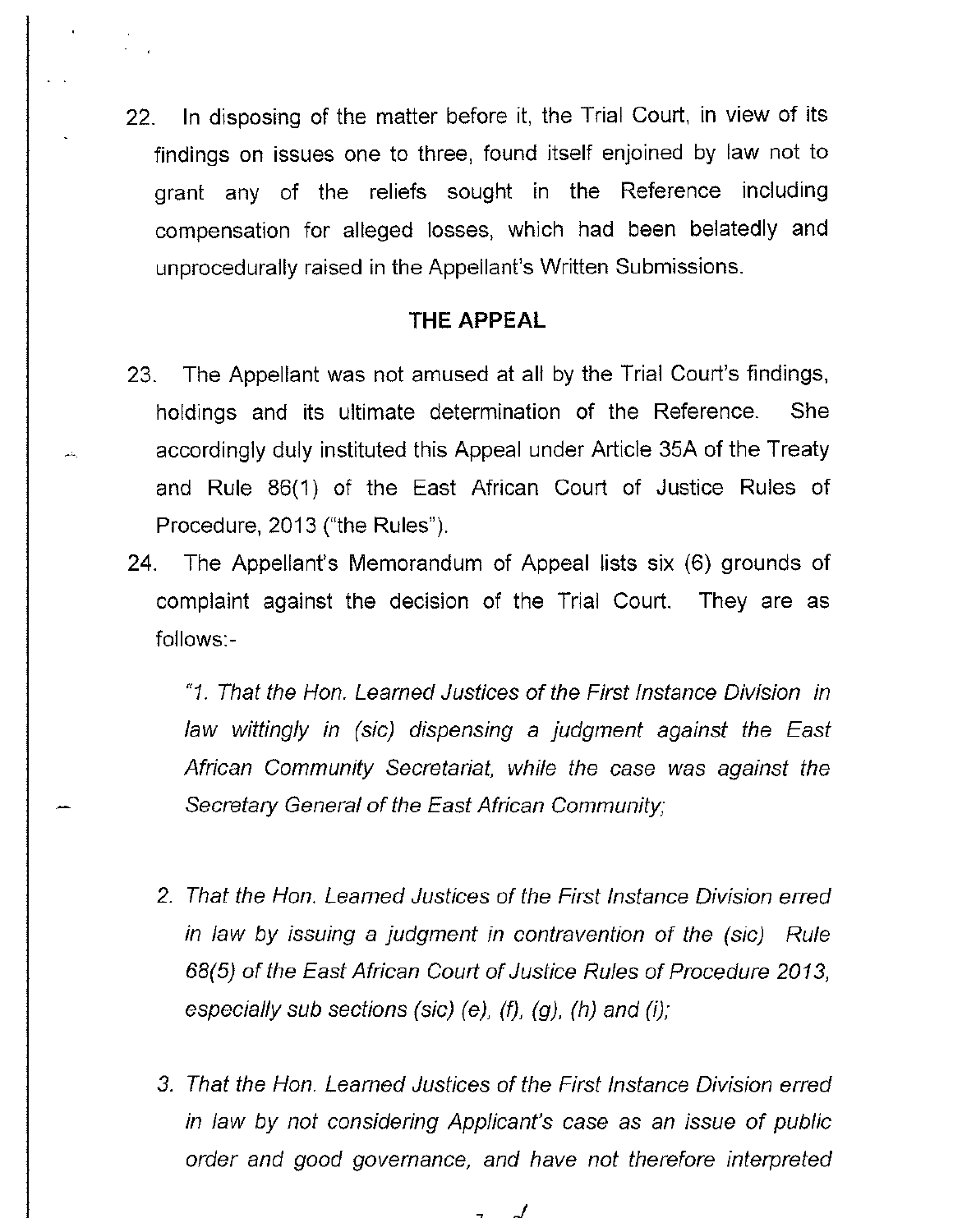22. In disposing of the matter before it, the Trial Court, in view of its findings on issues one to three, found itself enjoined by law not to grant any of the reliefs sought in the Reference including compensation for alleged losses, which had been belatedly and unprocedurally raised in the Appellant's Written Submissions.

## THE APPEAL

23. The Appellant was not amused at all by the Trial Court's findings, holdings and its ultimate determination of the Reference. She accordingly duly instituted this Appeal under Article 35A of the Treaty and Rule 86(1) of the East African Court of Justice Rules of Procedure, 2013 ("the Rules").

24. The Appellant's Memorandum of Appeal lists six (6) grounds of complaint against the decision of the Trial Court. They are as follows:-

*"1. That the Hon. Learned Justices of the First Instance Division in law wittingly in (sic) dispensing a judgment against the East African Community Secretariat, while the case was against the Secretary General of the East African Community;*

*2. That the Hon. Learned Justices of the First Instance Division erred in law by issuing a judgment in contravention of the (sic) Rule 68(5) of the East African Court of Justice Rules of Procedure 2013, especially sub sections (sic) (e), (f), (g), (h) and (i);*

*3. That the Hon. Learned Justices of the First Instance Division erred in law by not considering Applicant's case as an issue of public order and good governance, and have not therefore interpreted*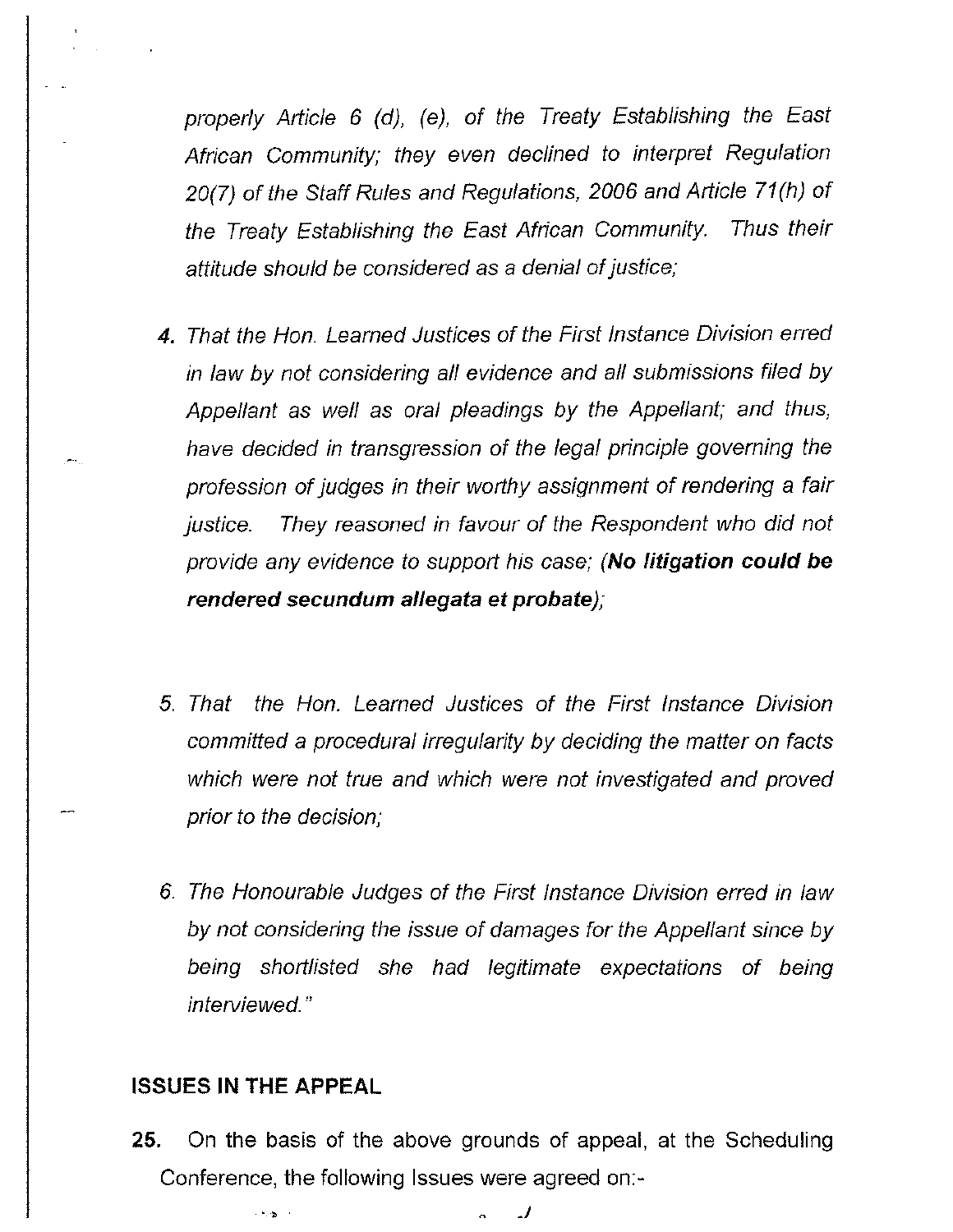*properly Article 6 (d), (e), of the Treaty Establishing the East African Community; they even declined to interpret Regulation 20(7) of the Staff Rules and Regulations, 2006 and Article 71(h) of the Treaty Establishing the East African Community. Thus their attitude should be considered as a denial of justice;*

4. *That the Hon. Learned Justices of the First Instance Division erred in law by not considering all evidence and all submissions filed by Appellant as well as oral pleadings by the Appellant; and thus, have decided in transgression of the legal principle governing the profession of judges in their worthy assignment of rendering a fair justice. They reasoned in favour of the Respondent who did not provide any evidence to support his case; (**No litigation could be rendered secundum allegata et probate**);*

5. *That the Hon. Learned Justices of the First Instance Division committed a procedural irregularity by deciding the matter on facts which were not true and which were not investigated and proved prior to the decision;*

6. *The Honourable Judges of the First Instance Division erred in law by not considering the issue of damages for the Appellant since by being shortlisted she had legitimate expectations of being interviewed."*

**ISSUES IN THE APPEAL**

**25.** On the basis of the above grounds of appeal, at the Scheduling Conference, the following Issues were agreed on:-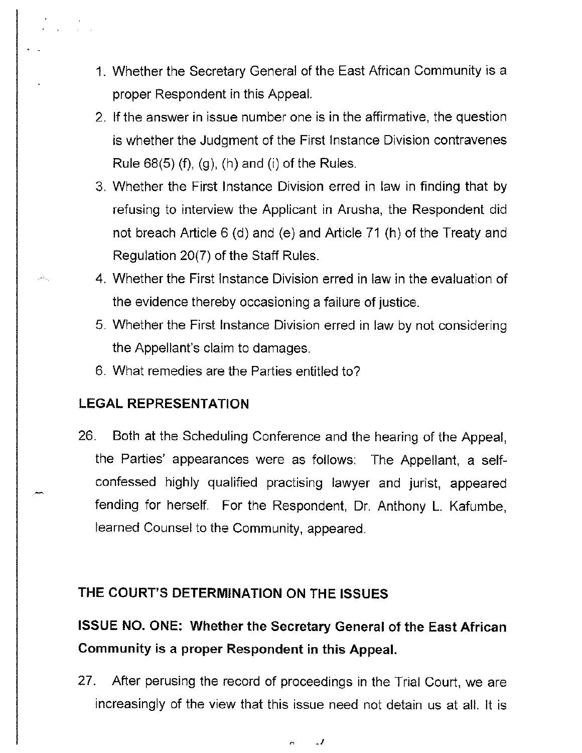1. Whether the Secretary General of the East African Community is a proper Respondent in this Appeal.
2. If the answer in issue number one is in the affirmative, the question is whether the Judgment of the First Instance Division contravenes Rule 68(5) (f), (g), (h) and (i) of the Rules.
3. Whether the First Instance Division erred in law in finding that by refusing to interview the Applicant in Arusha, the Respondent did not breach Article 6 (d) and (e) and Article 71 (h) of the Treaty and Regulation 20(7) of the Staff Rules.
4. Whether the First Instance Division erred in law in the evaluation of the evidence thereby occasioning a failure of justice.
5. Whether the First Instance Division erred in law by not considering the Appellant's claim to damages.
6. What remedies are the Parties entitled to?

## LEGAL REPRESENTATION

26. Both at the Scheduling Conference and the hearing of the Appeal, the Parties' appearances were as follows: The Appellant, a self-confessed highly qualified practising lawyer and jurist, appeared fending for herself. For the Respondent, Dr. Anthony L. Kafumbe, learned Counsel to the Community, appeared.

## THE COURT'S DETERMINATION ON THE ISSUES

### ISSUE NO. ONE: Whether the Secretary General of the East African Community is a proper Respondent in this Appeal.

27. After perusing the record of proceedings in the Trial Court, we are increasingly of the view that this issue need not detain us at all. It is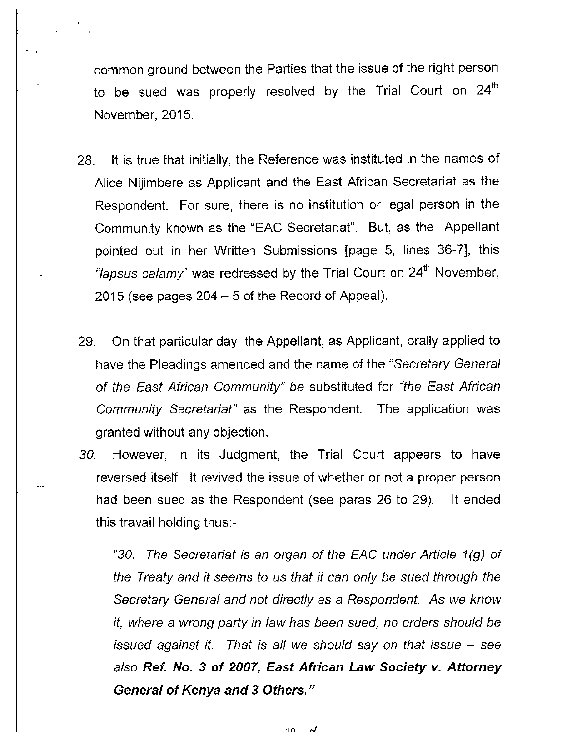common ground between the Parties that the issue of the right person to be sued was properly resolved by the Trial Court on 24th November, 2015.

28. It is true that initially, the Reference was instituted in the names of Alice Nijimbere as Applicant and the East African Secretariat as the Respondent. For sure, there is no institution or legal person in the Community known as the "EAC Secretariat". But, as the Appellant pointed out in her Written Submissions [page 5, lines 36-7], this *"lapsus calamy"* was redressed by the Trial Court on 24th November, 2015 (see pages 204 – 5 of the Record of Appeal).

29. On that particular day, the Appellant, as Applicant, orally applied to have the Pleadings amended and the name of the "*Secretary General of the East African Community" be* substituted for *"the East African Community Secretariat"* as the Respondent. The application was granted without any objection.

*30.* However, in its Judgment, the Trial Court appears to have reversed itself. It revived the issue of whether or not a proper person had been sued as the Respondent (see paras 26 to 29). It ended this travail holding thus:-

> *"30. The Secretariat is an organ of the EAC under Article 1(g) of the Treaty and it seems to us that it can only be sued through the Secretary General and not directly as a Respondent. As we know it, where a wrong party in law has been sued, no orders should be issued against it. That is all we should say on that issue – see also* ***Ref. No. 3 of 2007, East African Law Society v. Attorney General of Kenya and 3 Others."***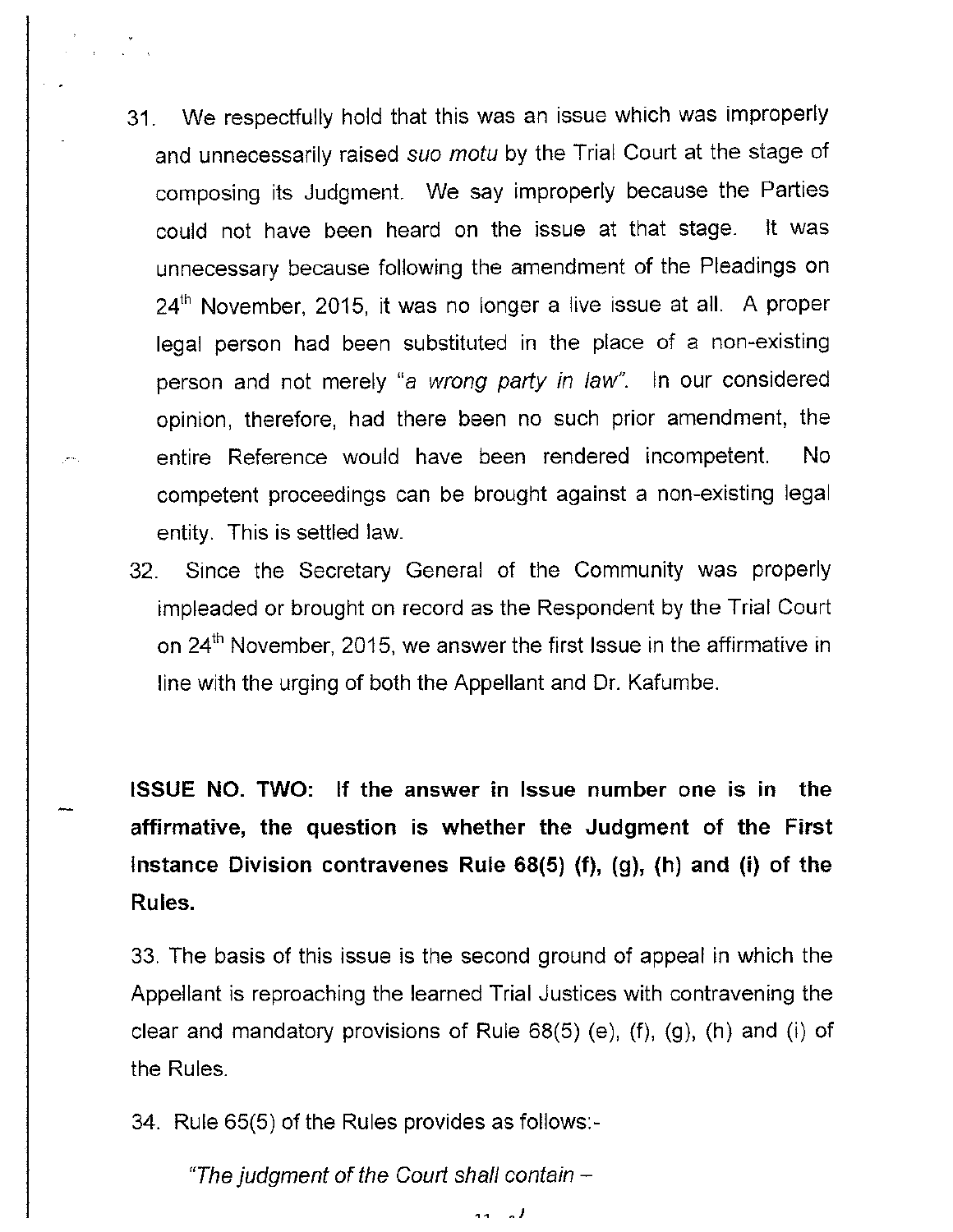31. We respectfully hold that this was an issue which was improperly and unnecessarily raised *suo motu* by the Trial Court at the stage of composing its Judgment. We say improperly because the Parties could not have been heard on the issue at that stage. It was unnecessary because following the amendment of the Pleadings on 24th November, 2015, it was no longer a live issue at all. A proper legal person had been substituted in the place of a non-existing person and not merely *"a wrong party in law"*. In our considered opinion, therefore, had there been no such prior amendment, the entire Reference would have been rendered incompetent. No competent proceedings can be brought against a non-existing legal entity. This is settled law.

32. Since the Secretary General of the Community was properly impleaded or brought on record as the Respondent by the Trial Court on 24th November, 2015, we answer the first Issue in the affirmative in line with the urging of both the Appellant and Dr. Kafumbe.

**ISSUE NO. TWO: If the answer in Issue number one is in the affirmative, the question is whether the Judgment of the First Instance Division contravenes Rule 68(5) (f), (g), (h) and (i) of the Rules.**

33. The basis of this issue is the second ground of appeal in which the Appellant is reproaching the learned Trial Justices with contravening the clear and mandatory provisions of Rule 68(5) (e), (f), (g), (h) and (i) of the Rules.

34. Rule 65(5) of the Rules provides as follows:-

*"The judgment of the Court shall contain –*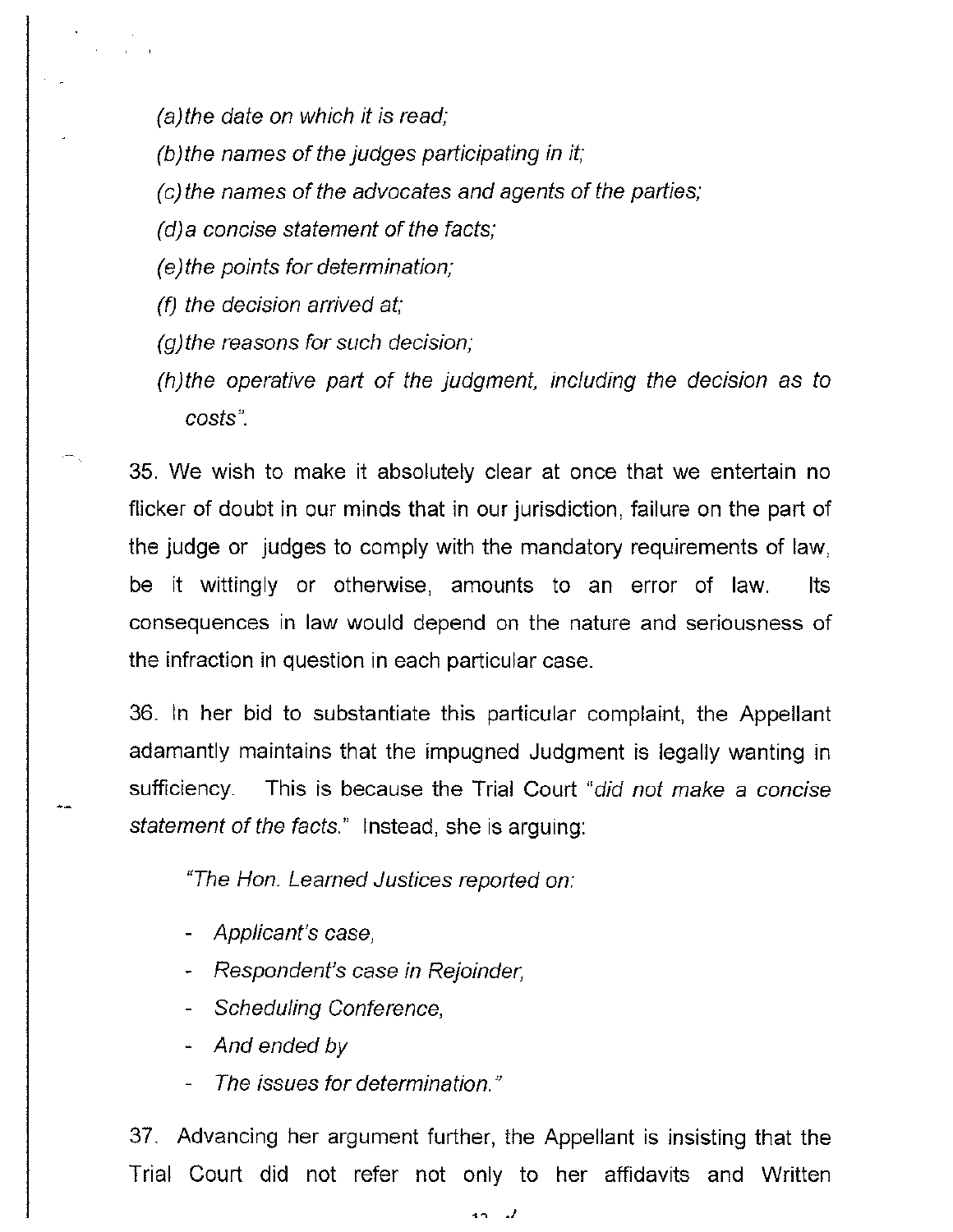*(a) the date on which it is read;*

*(b) the names of the judges participating in it;*

*(c) the names of the advocates and agents of the parties;*

*(d) a concise statement of the facts;*

*(e) the points for determination;*

*(f) the decision arrived at;*

*(g) the reasons for such decision;*

*(h) the operative part of the judgment, including the decision as to costs".*

35. We wish to make it absolutely clear at once that we entertain no flicker of doubt in our minds that in our jurisdiction, failure on the part of the judge or judges to comply with the mandatory requirements of law, be it wittingly or otherwise, amounts to an error of law. Its consequences in law would depend on the nature and seriousness of the infraction in question in each particular case.

36. In her bid to substantiate this particular complaint, the Appellant adamantly maintains that the impugned Judgment is legally wanting in sufficiency. This is because the Trial Court "*did not make a concise statement of the facts.*" Instead, she is arguing:

> *"The Hon. Learned Justices reported on:*
>
> - *Applicant's case,*
> - *Respondent's case in Rejoinder,*
> - *Scheduling Conference,*
> - *And ended by*
> - *The issues for determination."*

37. Advancing her argument further, the Appellant is insisting that the Trial Court did not refer not only to her affidavits and Written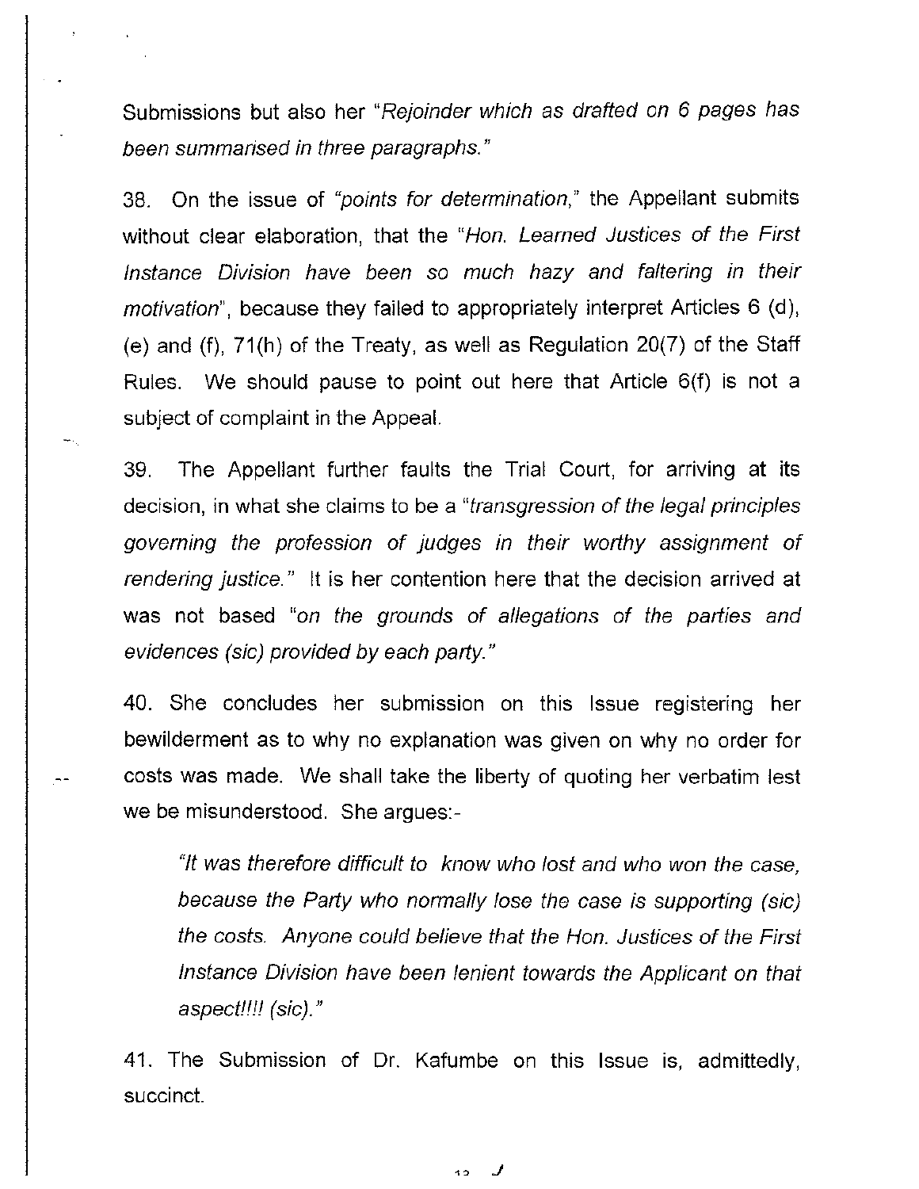Submissions but also her "*Rejoinder which as drafted on 6 pages has been summarised in three paragraphs.*"

38. On the issue of "*points for determination,*" the Appellant submits without clear elaboration, that the "*Hon. Learned Justices of the First Instance Division have been so much hazy and faltering in their motivation*", because they failed to appropriately interpret Articles 6 (d), (e) and (f), 71(h) of the Treaty, as well as Regulation 20(7) of the Staff Rules. We should pause to point out here that Article 6(f) is not a subject of complaint in the Appeal.

39. The Appellant further faults the Trial Court, for arriving at its decision, in what she claims to be a "*transgression of the legal principles governing the profession of judges in their worthy assignment of rendering justice.*" It is her contention here that the decision arrived at was not based "*on the grounds of allegations of the parties and evidences (sic) provided by each party.*"

40. She concludes her submission on this Issue registering her bewilderment as to why no explanation was given on why no order for costs was made. We shall take the liberty of quoting her verbatim lest we be misunderstood. She argues:-

> "*It was therefore difficult to know who lost and who won the case, because the Party who normally lose the case is supporting (sic) the costs. Anyone could believe that the Hon. Justices of the First Instance Division have been lenient towards the Applicant on that aspect!!!! (sic).*"

41. The Submission of Dr. Kafumbe on this Issue is, admittedly, succinct.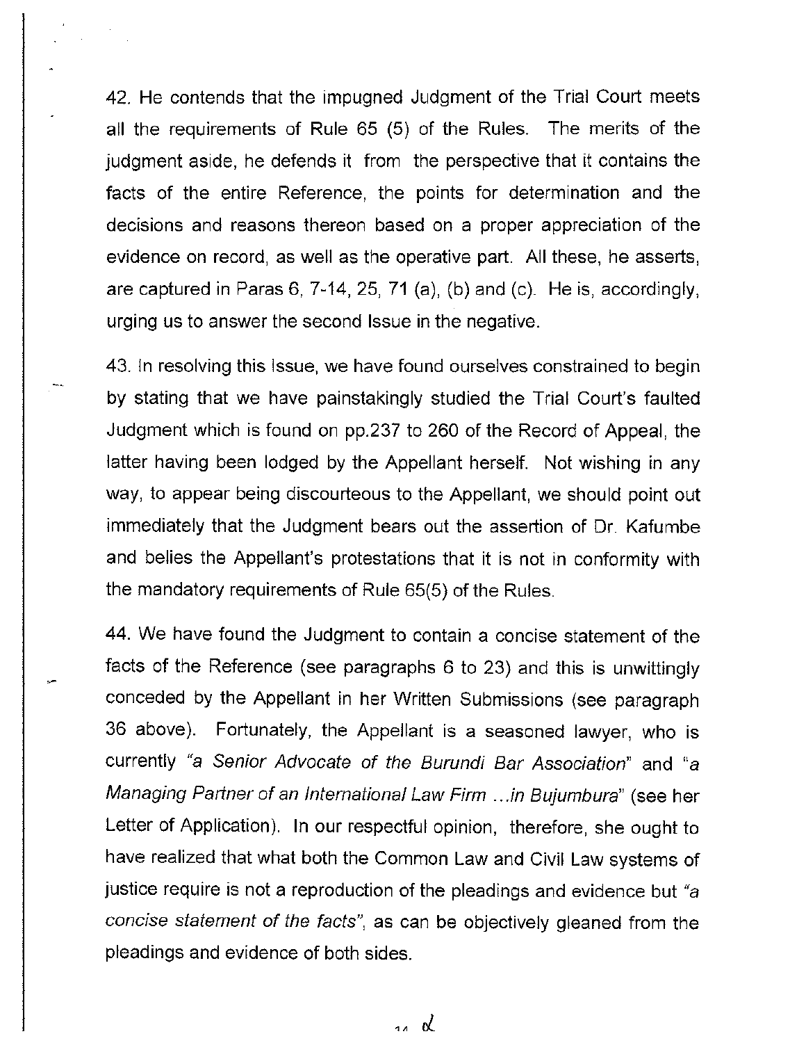42. He contends that the impugned Judgment of the Trial Court meets all the requirements of Rule 65 (5) of the Rules. The merits of the judgment aside, he defends it from the perspective that it contains the facts of the entire Reference, the points for determination and the decisions and reasons thereon based on a proper appreciation of the evidence on record, as well as the operative part. All these, he asserts, are captured in Paras 6, 7-14, 25, 71 (a), (b) and (c). He is, accordingly, urging us to answer the second Issue in the negative.

43. In resolving this Issue, we have found ourselves constrained to begin by stating that we have painstakingly studied the Trial Court's faulted Judgment which is found on pp.237 to 260 of the Record of Appeal, the latter having been lodged by the Appellant herself. Not wishing in any way, to appear being discourteous to the Appellant, we should point out immediately that the Judgment bears out the assertion of Dr. Kafumbe and belies the Appellant's protestations that it is not in conformity with the mandatory requirements of Rule 65(5) of the Rules.

44. We have found the Judgment to contain a concise statement of the facts of the Reference (see paragraphs 6 to 23) and this is unwittingly conceded by the Appellant in her Written Submissions (see paragraph 36 above). Fortunately, the Appellant is a seasoned lawyer, who is currently *"a Senior Advocate of the Burundi Bar Association"* and *"a Managing Partner of an International Law Firm …in Bujumbura"* (see her Letter of Application). In our respectful opinion, therefore, she ought to have realized that what both the Common Law and Civil Law systems of justice require is not a reproduction of the pleadings and evidence but *"a concise statement of the facts"*, as can be objectively gleaned from the pleadings and evidence of both sides.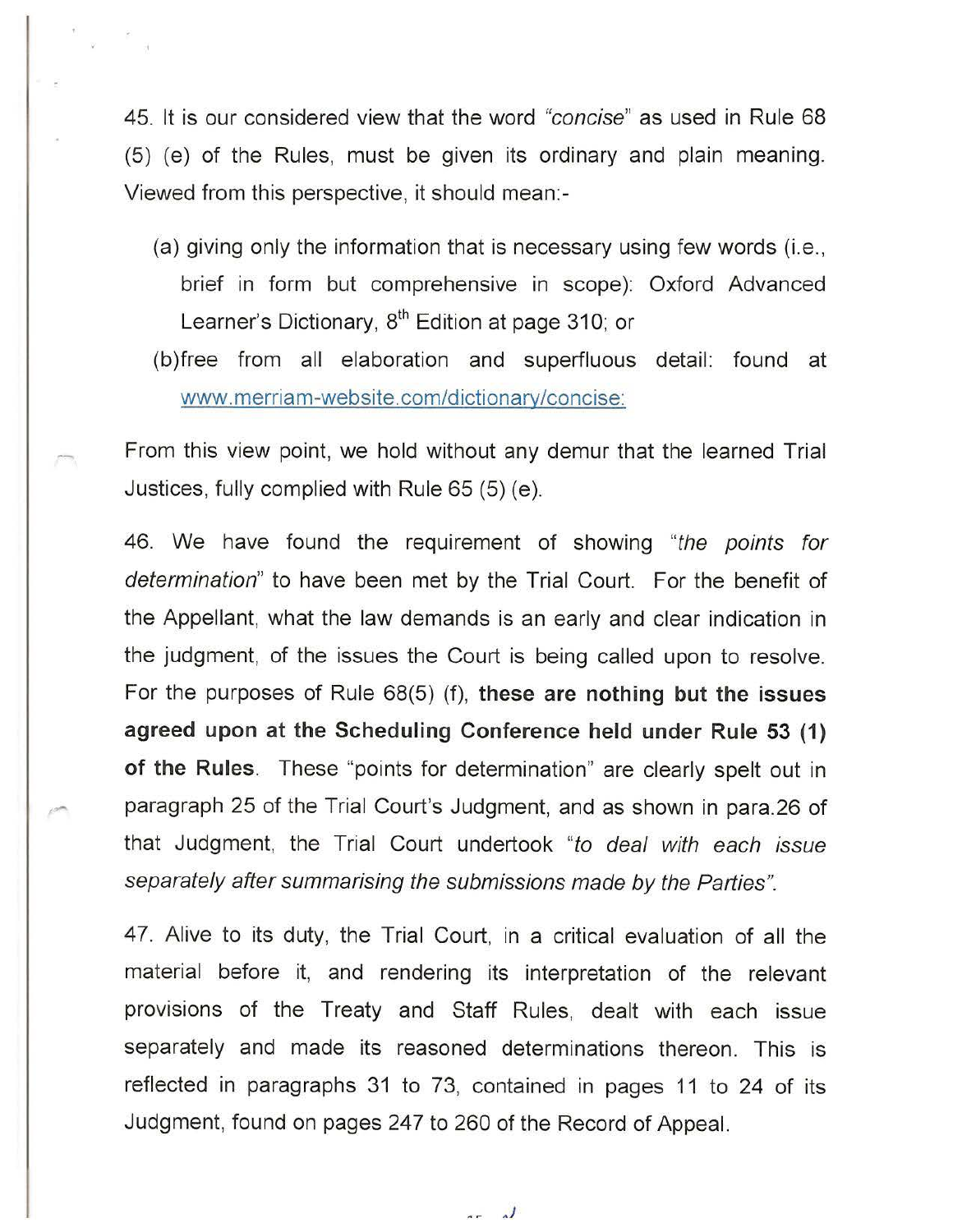45. It is our considered view that the word *"concise"* as used in Rule 68 (5) (e) of the Rules, must be given its ordinary and plain meaning. Viewed from this perspective, it should mean:-

(a) giving only the information that is necessary using few words (i.e., brief in form but comprehensive in scope): Oxford Advanced Learner's Dictionary, 8th Edition at page 310; or

(b)free from all elaboration and superfluous detail: found at www.merriam-website.com/dictionary/concise:

From this view point, we hold without any demur that the learned Trial Justices, fully complied with Rule 65 (5) (e).

46. We have found the requirement of showing "*the points for determination*" to have been met by the Trial Court. For the benefit of the Appellant, what the law demands is an early and clear indication in the judgment, of the issues the Court is being called upon to resolve. For the purposes of Rule 68(5) (f), **these are nothing but the issues agreed upon at the Scheduling Conference held under Rule 53 (1) of the Rules**. These "points for determination" are clearly spelt out in paragraph 25 of the Trial Court's Judgment, and as shown in para.26 of that Judgment, the Trial Court undertook "*to deal with each issue separately after summarising the submissions made by the Parties".*

47. Alive to its duty, the Trial Court, in a critical evaluation of all the material before it, and rendering its interpretation of the relevant provisions of the Treaty and Staff Rules, dealt with each issue separately and made its reasoned determinations thereon. This is reflected in paragraphs 31 to 73, contained in pages 11 to 24 of its Judgment, found on pages 247 to 260 of the Record of Appeal.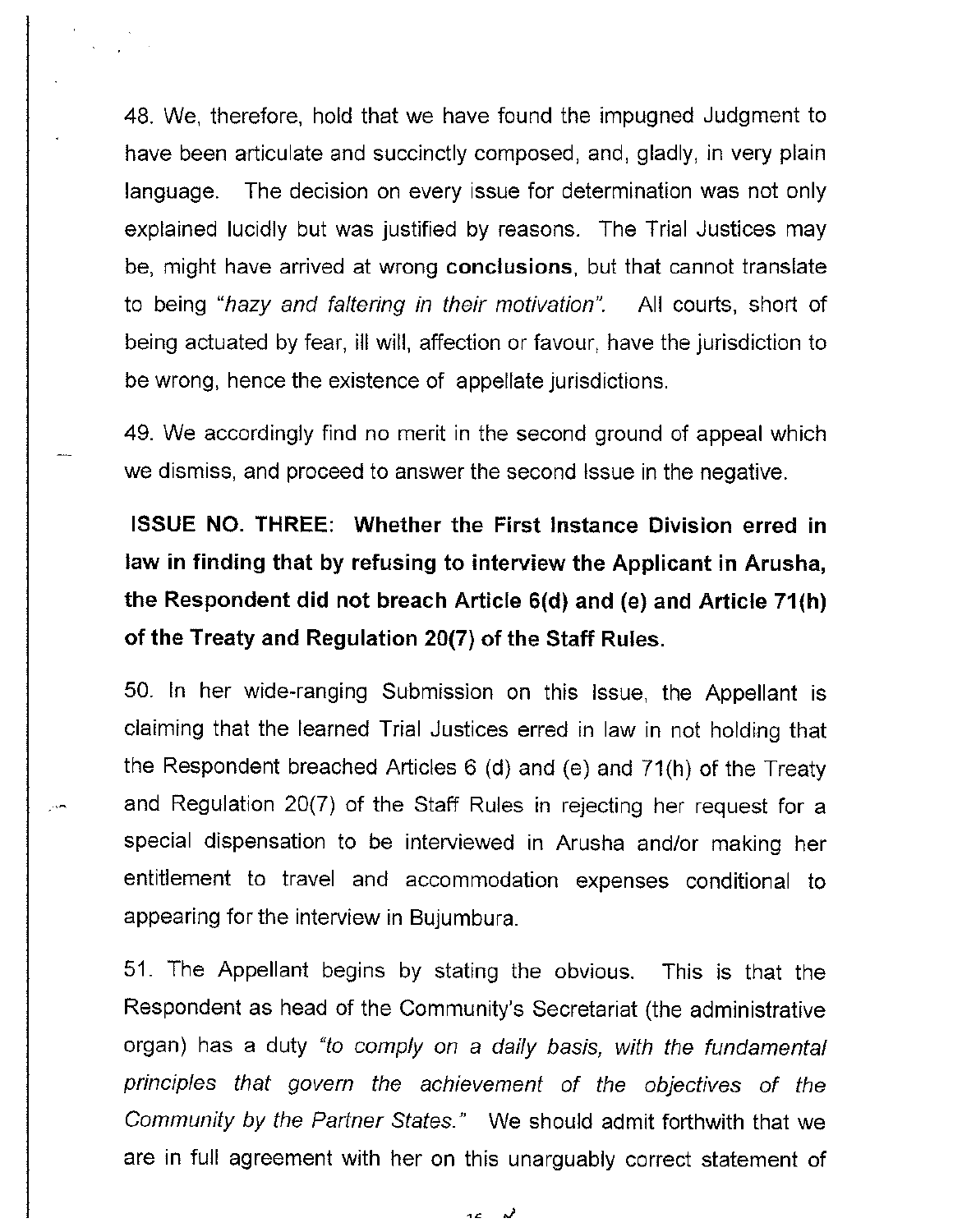48. We, therefore, hold that we have found the impugned Judgment to have been articulate and succinctly composed, and, gladly, in very plain language. The decision on every issue for determination was not only explained lucidly but was justified by reasons. The Trial Justices may be, might have arrived at wrong **conclusions**, but that cannot translate to being *"hazy and faltering in their motivation"*. All courts, short of being actuated by fear, ill will, affection or favour, have the jurisdiction to be wrong, hence the existence of appellate jurisdictions.

49. We accordingly find no merit in the second ground of appeal which we dismiss, and proceed to answer the second Issue in the negative.

**ISSUE NO. THREE: Whether the First Instance Division erred in law in finding that by refusing to interview the Applicant in Arusha, the Respondent did not breach Article 6(d) and (e) and Article 71(h) of the Treaty and Regulation 20(7) of the Staff Rules.**

50. In her wide-ranging Submission on this Issue, the Appellant is claiming that the learned Trial Justices erred in law in not holding that the Respondent breached Articles 6 (d) and (e) and 71(h) of the Treaty and Regulation 20(7) of the Staff Rules in rejecting her request for a special dispensation to be interviewed in Arusha and/or making her entitlement to travel and accommodation expenses conditional to appearing for the interview in Bujumbura.

51. The Appellant begins by stating the obvious. This is that the Respondent as head of the Community's Secretariat (the administrative organ) has a duty *"to comply on a daily basis, with the fundamental principles that govern the achievement of the objectives of the Community by the Partner States."* We should admit forthwith that we are in full agreement with her on this unarguably correct statement of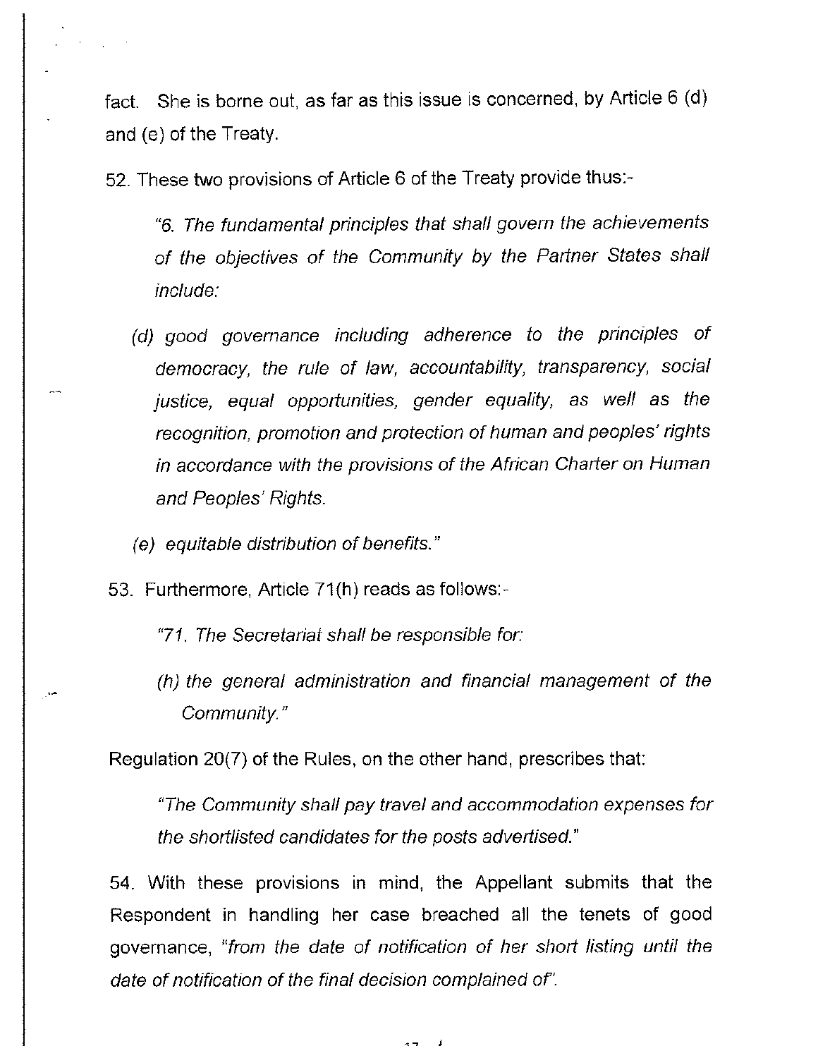fact. She is borne out, as far as this issue is concerned, by Article 6 (d) and (e) of the Treaty.

52. These two provisions of Article 6 of the Treaty provide thus:-

> *"6. The fundamental principles that shall govern the achievements of the objectives of the Community by the Partner States shall include:*
>
> *(d) good governance including adherence to the principles of democracy, the rule of law, accountability, transparency, social justice, equal opportunities, gender equality, as well as the recognition, promotion and protection of human and peoples' rights in accordance with the provisions of the African Charter on Human and Peoples' Rights.*
>
> *(e) equitable distribution of benefits."*

53. Furthermore, Article 71(h) reads as follows:-

> *"71. The Secretariat shall be responsible for:*
>
> *(h) the general administration and financial management of the Community."*

Regulation 20(7) of the Rules, on the other hand, prescribes that:

> *"The Community shall pay travel and accommodation expenses for the shortlisted candidates for the posts advertised."*

54. With these provisions in mind, the Appellant submits that the Respondent in handling her case breached all the tenets of good governance, *"from the date of notification of her short listing until the date of notification of the final decision complained of"*.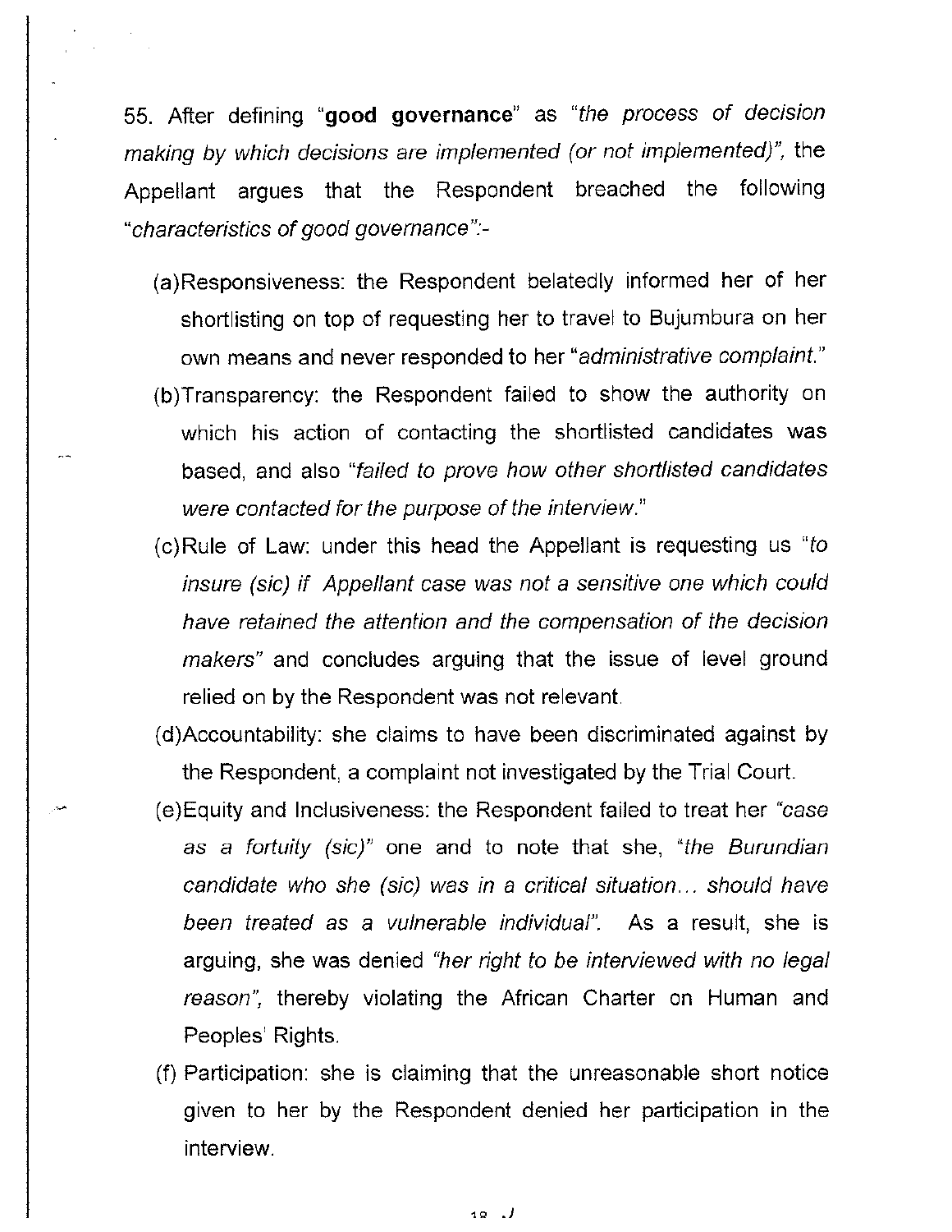55. After defining "**good governance**" as *"the process of decision making by which decisions are implemented (or not implemented)"*, the Appellant argues that the Respondent breached the following *"characteristics of good governance"*:-

(a) Responsiveness: the Respondent belatedly informed her of her shortlisting on top of requesting her to travel to Bujumbura on her own means and never responded to her *"administrative complaint."*

(b) Transparency: the Respondent failed to show the authority on which his action of contacting the shortlisted candidates was based, and also *"failed to prove how other shortlisted candidates were contacted for the purpose of the interview."*

(c) Rule of Law: under this head the Appellant is requesting us *"to insure (sic) if Appellant case was not a sensitive one which could have retained the attention and the compensation of the decision makers"* and concludes arguing that the issue of level ground relied on by the Respondent was not relevant.

(d) Accountability: she claims to have been discriminated against by the Respondent, a complaint not investigated by the Trial Court.

(e) Equity and Inclusiveness: the Respondent failed to treat her *"case as a fortuity (sic)"* one and to note that she, *"the Burundian candidate who she (sic) was in a critical situation... should have been treated as a vulnerable individual"*. As a result, she is arguing, she was denied *"her right to be interviewed with no legal reason"*, thereby violating the African Charter on Human and Peoples' Rights.

(f) Participation: she is claiming that the unreasonable short notice given to her by the Respondent denied her participation in the interview.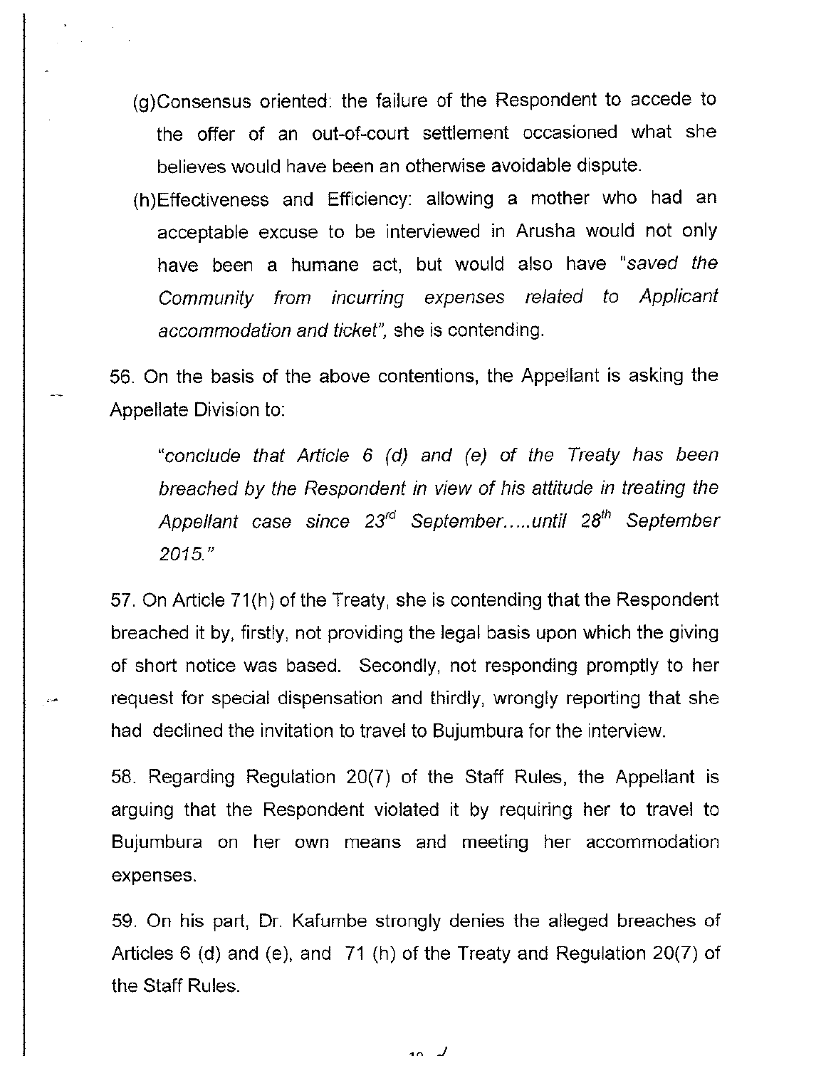(g)Consensus oriented: the failure of the Respondent to accede to the offer of an out-of-court settlement occasioned what she believes would have been an otherwise avoidable dispute.

(h)Effectiveness and Efficiency: allowing a mother who had an acceptable excuse to be interviewed in Arusha would not only have been a humane act, but would also have *"saved the Community from incurring expenses related to Applicant accommodation and ticket"*, she is contending.

56. On the basis of the above contentions, the Appellant is asking the Appellate Division to:

> *"conclude that Article 6 (d) and (e) of the Treaty has been breached by the Respondent in view of his attitude in treating the Appellant case since 23rd September.....until 28th September 2015."*

57. On Article 71(h) of the Treaty, she is contending that the Respondent breached it by, firstly, not providing the legal basis upon which the giving of short notice was based. Secondly, not responding promptly to her request for special dispensation and thirdly, wrongly reporting that she had declined the invitation to travel to Bujumbura for the interview.

58. Regarding Regulation 20(7) of the Staff Rules, the Appellant is arguing that the Respondent violated it by requiring her to travel to Bujumbura on her own means and meeting her accommodation expenses.

59. On his part, Dr. Kafumbe strongly denies the alleged breaches of Articles 6 (d) and (e), and 71 (h) of the Treaty and Regulation 20(7) of the Staff Rules.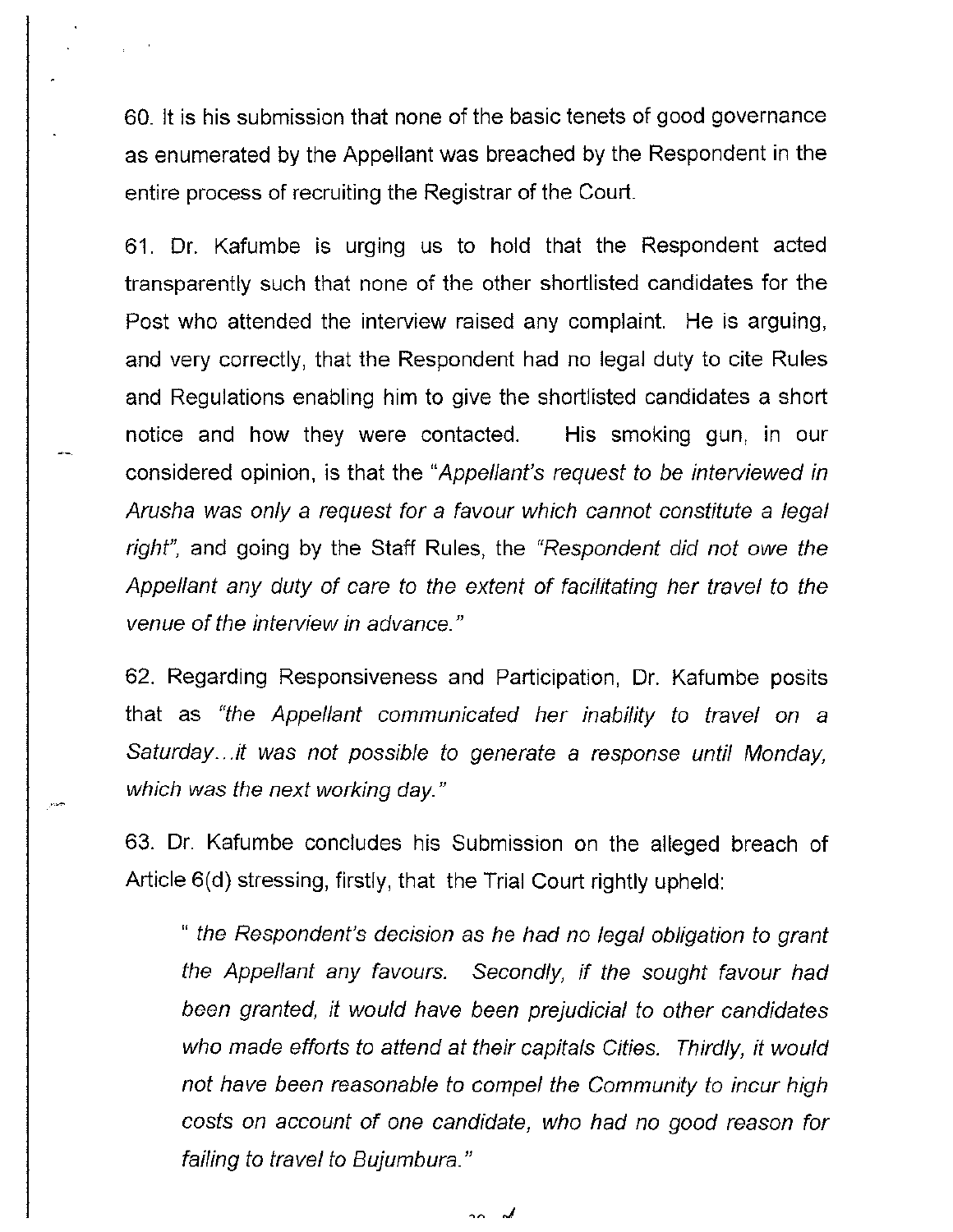60. It is his submission that none of the basic tenets of good governance as enumerated by the Appellant was breached by the Respondent in the entire process of recruiting the Registrar of the Court.

61. Dr. Kafumbe is urging us to hold that the Respondent acted transparently such that none of the other shortlisted candidates for the Post who attended the interview raised any complaint. He is arguing, and very correctly, that the Respondent had no legal duty to cite Rules and Regulations enabling him to give the shortlisted candidates a short notice and how they were contacted. His smoking gun, in our considered opinion, is that the "*Appellant's request to be interviewed in Arusha was only a request for a favour which cannot constitute a legal right*", and going by the Staff Rules, the "*Respondent did not owe the Appellant any duty of care to the extent of facilitating her travel to the venue of the interview in advance.*"

62. Regarding Responsiveness and Participation, Dr. Kafumbe posits that as "*the Appellant communicated her inability to travel on a Saturday…it was not possible to generate a response until Monday, which was the next working day.*"

63. Dr. Kafumbe concludes his Submission on the alleged breach of Article 6(d) stressing, firstly, that the Trial Court rightly upheld:

> " *the Respondent's decision as he had no legal obligation to grant the Appellant any favours. Secondly, if the sought favour had been granted, it would have been prejudicial to other candidates who made efforts to attend at their capitals Cities. Thirdly, it would not have been reasonable to compel the Community to incur high costs on account of one candidate, who had no good reason for failing to travel to Bujumbura.*"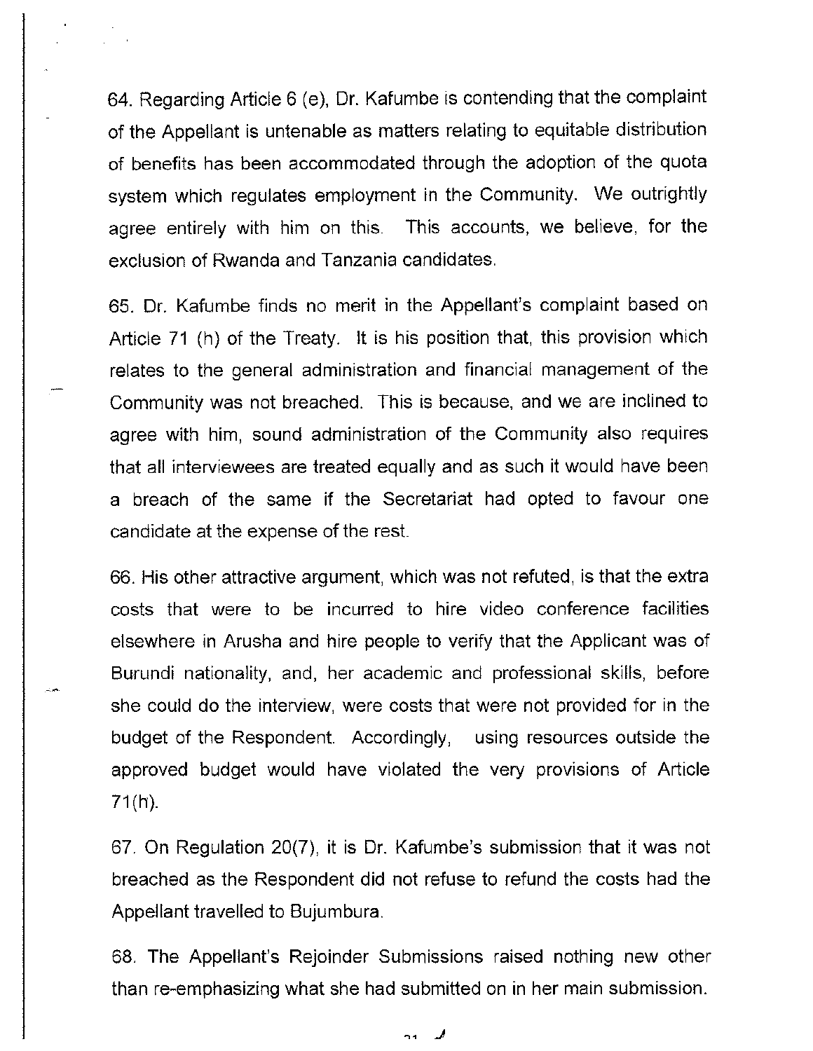64. Regarding Article 6 (e), Dr. Kafumbe is contending that the complaint of the Appellant is untenable as matters relating to equitable distribution of benefits has been accommodated through the adoption of the quota system which regulates employment in the Community. We outrightly agree entirely with him on this. This accounts, we believe, for the exclusion of Rwanda and Tanzania candidates.

65. Dr. Kafumbe finds no merit in the Appellant's complaint based on Article 71 (h) of the Treaty. It is his position that, this provision which relates to the general administration and financial management of the Community was not breached. This is because, and we are inclined to agree with him, sound administration of the Community also requires that all interviewees are treated equally and as such it would have been a breach of the same if the Secretariat had opted to favour one candidate at the expense of the rest.

66. His other attractive argument, which was not refuted, is that the extra costs that were to be incurred to hire video conference facilities elsewhere in Arusha and hire people to verify that the Applicant was of Burundi nationality, and, her academic and professional skills, before she could do the interview, were costs that were not provided for in the budget of the Respondent. Accordingly, using resources outside the approved budget would have violated the very provisions of Article 71(h).

67. On Regulation 20(7), it is Dr. Kafumbe's submission that it was not breached as the Respondent did not refuse to refund the costs had the Appellant travelled to Bujumbura.

68. The Appellant's Rejoinder Submissions raised nothing new other than re-emphasizing what she had submitted on in her main submission.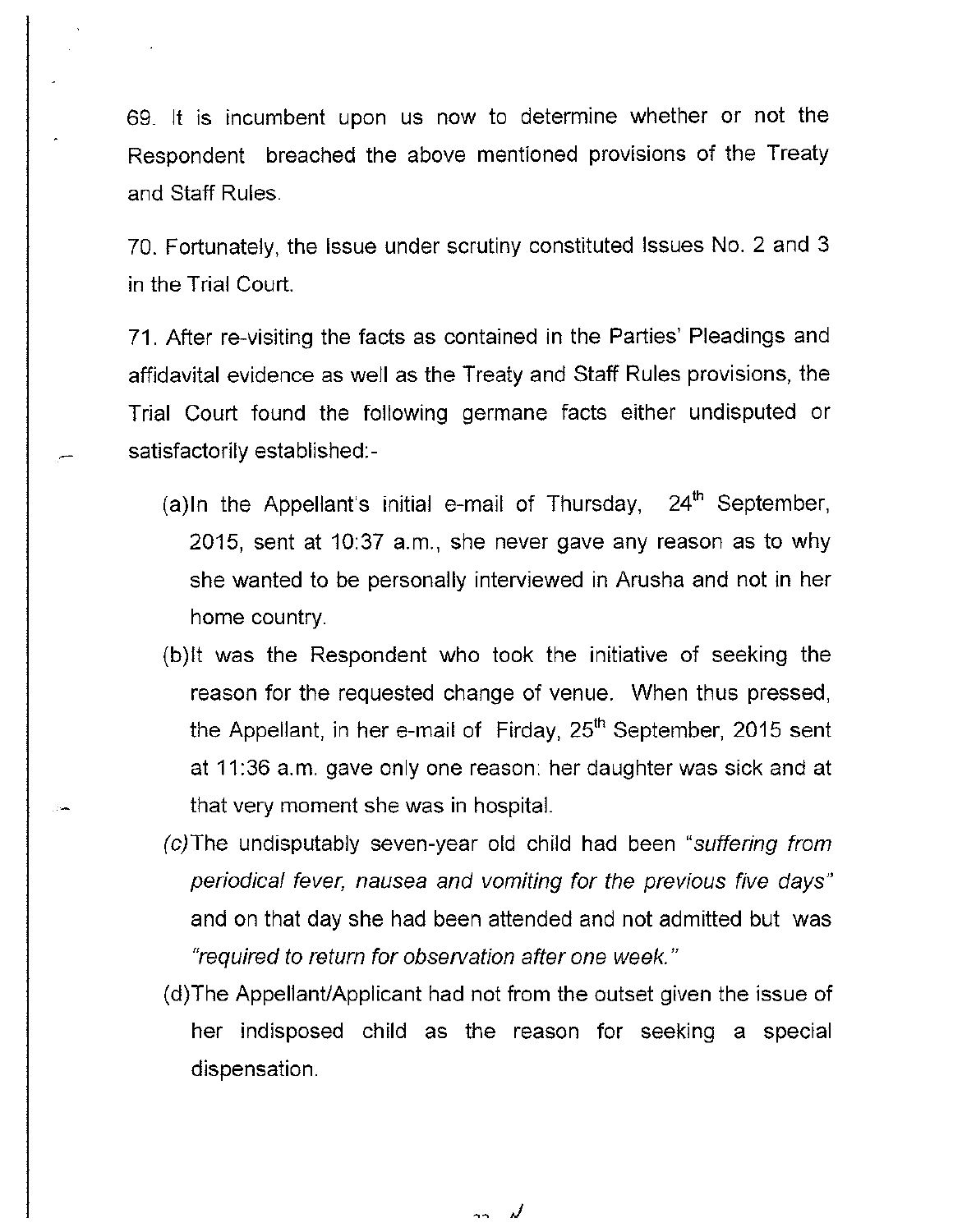69. It is incumbent upon us now to determine whether or not the Respondent breached the above mentioned provisions of the Treaty and Staff Rules.

70. Fortunately, the Issue under scrutiny constituted Issues No. 2 and 3 in the Trial Court.

71. After re-visiting the facts as contained in the Parties' Pleadings and affidavital evidence as well as the Treaty and Staff Rules provisions, the Trial Court found the following germane facts either undisputed or satisfactorily established:-

(a)In the Appellant's initial e-mail of Thursday, 24th September, 2015, sent at 10:37 a.m., she never gave any reason as to why she wanted to be personally interviewed in Arusha and not in her home country.

(b)It was the Respondent who took the initiative of seeking the reason for the requested change of venue. When thus pressed, the Appellant, in her e-mail of Firday, 25th September, 2015 sent at 11:36 a.m. gave only one reason: her daughter was sick and at that very moment she was in hospital.

*(c)*The undisputably seven-year old child had been "*suffering from periodical fever, nausea and vomiting for the previous five days*" and on that day she had been attended and not admitted but was "*required to return for observation after one week.*"

(d)The Appellant/Applicant had not from the outset given the issue of her indisposed child as the reason for seeking a special dispensation.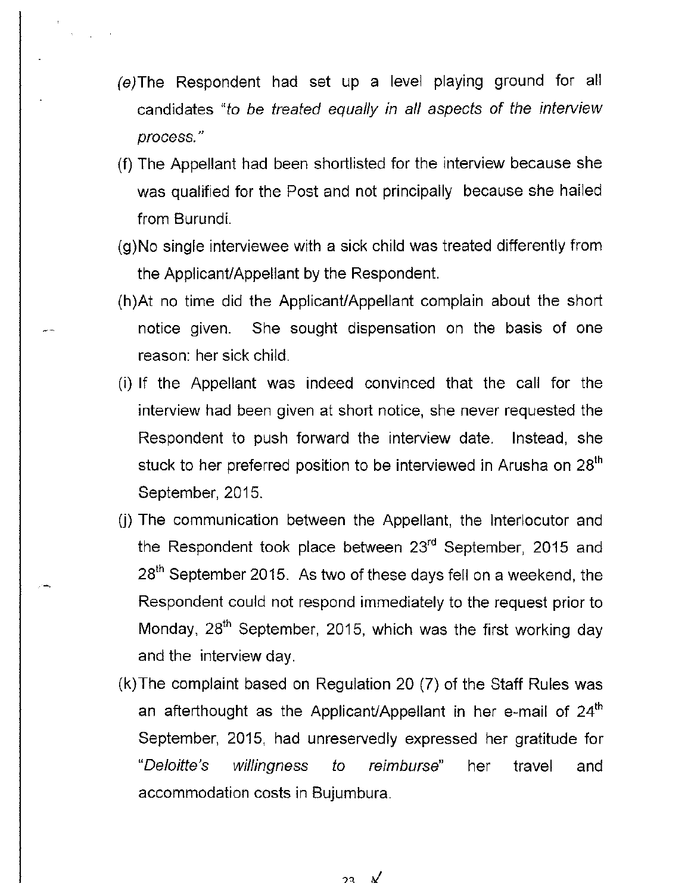(e) The Respondent had set up a level playing ground for all candidates *"to be treated equally in all aspects of the interview process."*

(f) The Appellant had been shortlisted for the interview because she was qualified for the Post and not principally because she hailed from Burundi.

(g) No single interviewee with a sick child was treated differently from the Applicant/Appellant by the Respondent.

(h) At no time did the Applicant/Appellant complain about the short notice given. She sought dispensation on the basis of one reason: her sick child.

(i) If the Appellant was indeed convinced that the call for the interview had been given at short notice, she never requested the Respondent to push forward the interview date. Instead, she stuck to her preferred position to be interviewed in Arusha on 28th September, 2015.

(j) The communication between the Appellant, the Interlocutor and the Respondent took place between 23rd September, 2015 and 28th September 2015. As two of these days fell on a weekend, the Respondent could not respond immediately to the request prior to Monday, 28th September, 2015, which was the first working day and the interview day.

(k) The complaint based on Regulation 20 (7) of the Staff Rules was an afterthought as the Applicant/Appellant in her e-mail of 24th September, 2015, had unreservedly expressed her gratitude for "*Deloitte's willingness to reimburse*" her travel and accommodation costs in Bujumbura.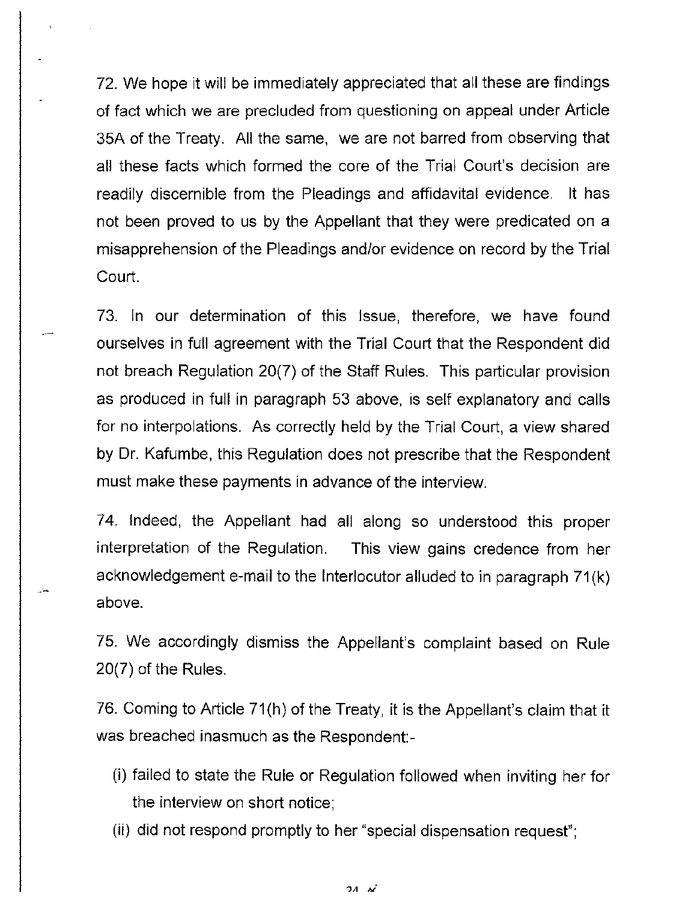72. We hope it will be immediately appreciated that all these are findings of fact which we are precluded from questioning on appeal under Article 35A of the Treaty. All the same, we are not barred from observing that all these facts which formed the core of the Trial Court's decision are readily discernible from the Pleadings and affidavital evidence. It has not been proved to us by the Appellant that they were predicated on a misapprehension of the Pleadings and/or evidence on record by the Trial Court.

73. In our determination of this Issue, therefore, we have found ourselves in full agreement with the Trial Court that the Respondent did not breach Regulation 20(7) of the Staff Rules. This particular provision as produced in full in paragraph 53 above, is self explanatory and calls for no interpolations. As correctly held by the Trial Court, a view shared by Dr. Kafumbe, this Regulation does not prescribe that the Respondent must make these payments in advance of the interview.

74. Indeed, the Appellant had all along so understood this proper interpretation of the Regulation. This view gains credence from her acknowledgement e-mail to the Interlocutor alluded to in paragraph 71(k) above.

75. We accordingly dismiss the Appellant's complaint based on Rule 20(7) of the Rules.

76. Coming to Article 71(h) of the Treaty, it is the Appellant's claim that it was breached inasmuch as the Respondent:-

(i) failed to state the Rule or Regulation followed when inviting her for the interview on short notice;

(ii) did not respond promptly to her "special dispensation request";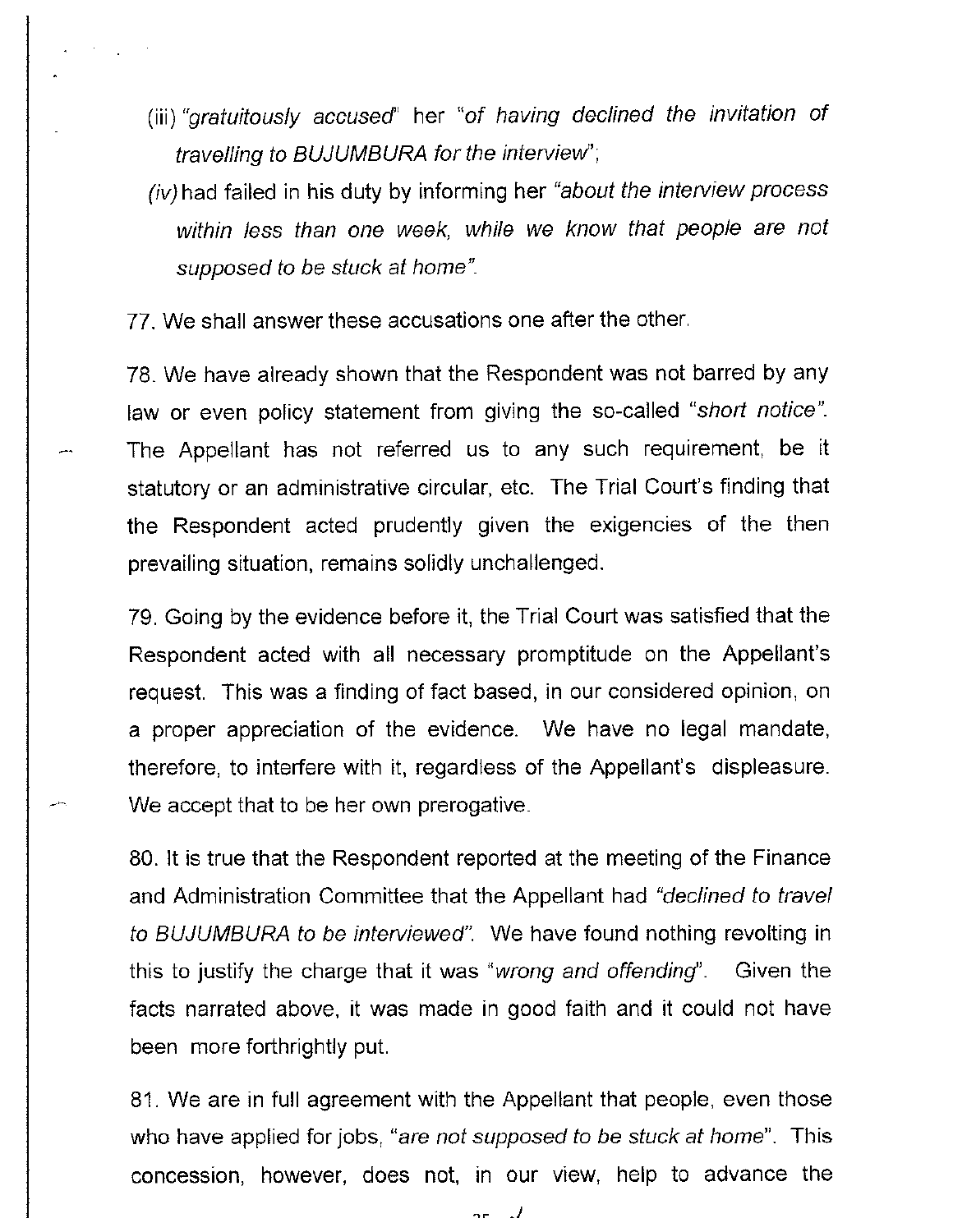(iii) *"gratuitously accused"* her *"of having declined the invitation of travelling to BUJUMBURA for the interview"*;

*(iv)* had failed in his duty by informing her *"about the interview process within less than one week, while we know that people are not supposed to be stuck at home"*.

77. We shall answer these accusations one after the other.

78. We have already shown that the Respondent was not barred by any law or even policy statement from giving the so-called *"short notice"*. The Appellant has not referred us to any such requirement, be it statutory or an administrative circular, etc. The Trial Court's finding that the Respondent acted prudently given the exigencies of the then prevailing situation, remains solidly unchallenged.

79. Going by the evidence before it, the Trial Court was satisfied that the Respondent acted with all necessary promptitude on the Appellant's request. This was a finding of fact based, in our considered opinion, on a proper appreciation of the evidence. We have no legal mandate, therefore, to interfere with it, regardless of the Appellant's displeasure. We accept that to be her own prerogative.

80. It is true that the Respondent reported at the meeting of the Finance and Administration Committee that the Appellant had *"declined to travel to BUJUMBURA to be interviewed"*. We have found nothing revolting in this to justify the charge that it was *"wrong and offending"*. Given the facts narrated above, it was made in good faith and it could not have been more forthrightly put.

81. We are in full agreement with the Appellant that people, even those who have applied for jobs, *"are not supposed to be stuck at home"*. This concession, however, does not, in our view, help to advance the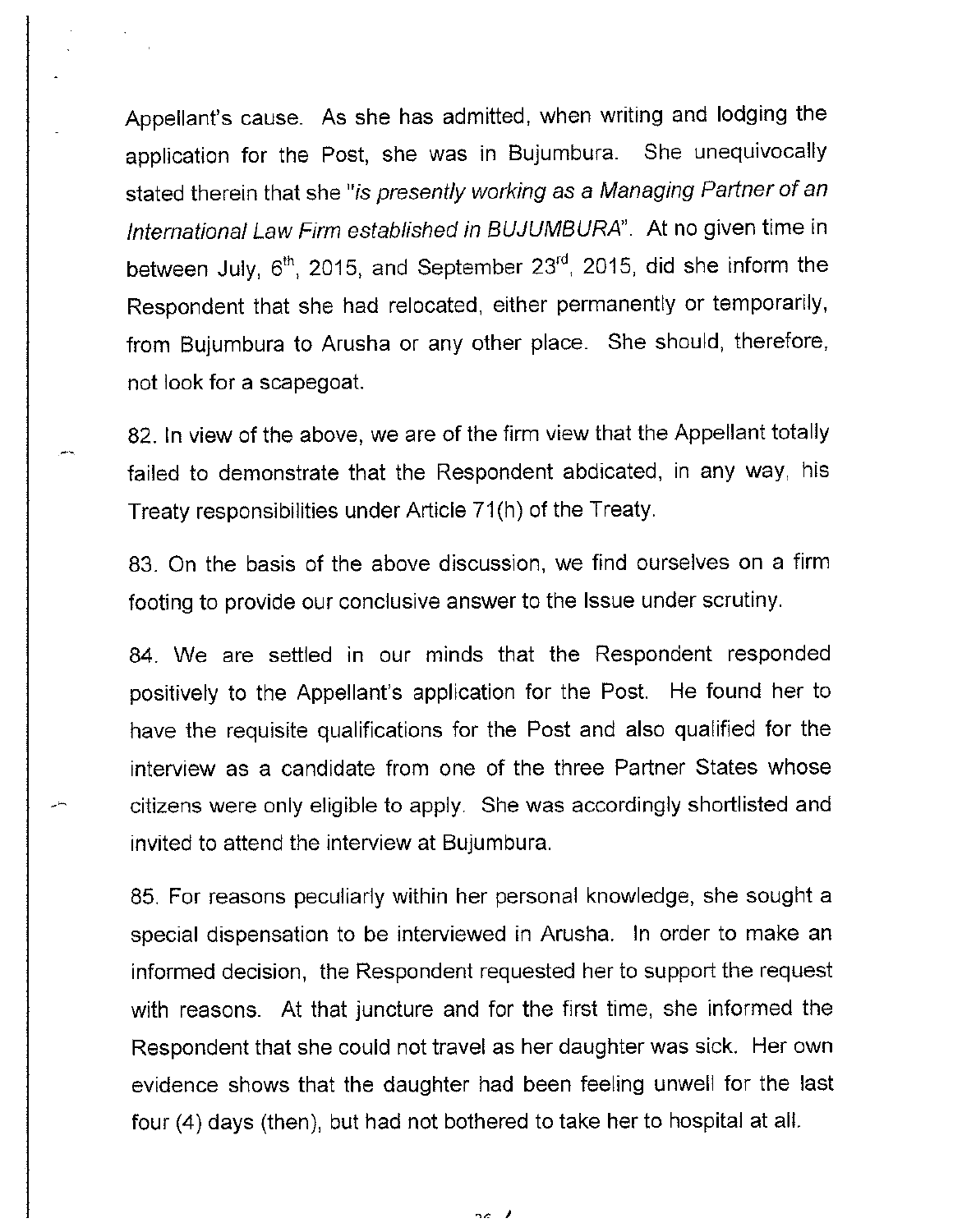Appellant's cause. As she has admitted, when writing and lodging the application for the Post, she was in Bujumbura. She unequivocally stated therein that she "*is presently working as a Managing Partner of an International Law Firm established in BUJUMBURA*". At no given time in between July, 6th, 2015, and September 23rd, 2015, did she inform the Respondent that she had relocated, either permanently or temporarily, from Bujumbura to Arusha or any other place. She should, therefore, not look for a scapegoat.

82. In view of the above, we are of the firm view that the Appellant totally failed to demonstrate that the Respondent abdicated, in any way, his Treaty responsibilities under Article 71(h) of the Treaty.

83. On the basis of the above discussion, we find ourselves on a firm footing to provide our conclusive answer to the Issue under scrutiny.

84. We are settled in our minds that the Respondent responded positively to the Appellant's application for the Post. He found her to have the requisite qualifications for the Post and also qualified for the interview as a candidate from one of the three Partner States whose citizens were only eligible to apply. She was accordingly shortlisted and invited to attend the interview at Bujumbura.

85. For reasons peculiarly within her personal knowledge, she sought a special dispensation to be interviewed in Arusha. In order to make an informed decision, the Respondent requested her to support the request with reasons. At that juncture and for the first time, she informed the Respondent that she could not travel as her daughter was sick. Her own evidence shows that the daughter had been feeling unwell for the last four (4) days (then), but had not bothered to take her to hospital at all.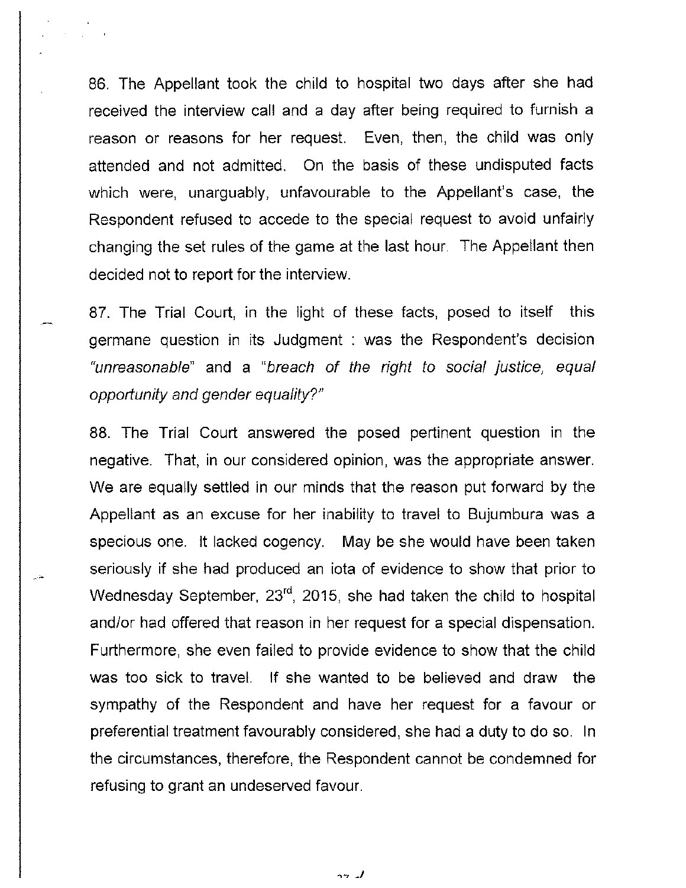86. The Appellant took the child to hospital two days after she had received the interview call and a day after being required to furnish a reason or reasons for her request. Even, then, the child was only attended and not admitted. On the basis of these undisputed facts which were, unarguably, unfavourable to the Appellant's case, the Respondent refused to accede to the special request to avoid unfairly changing the set rules of the game at the last hour. The Appellant then decided not to report for the interview.

87. The Trial Court, in the light of these facts, posed to itself this germane question in its Judgment : was the Respondent's decision *"unreasonable"* and a *"breach of the right to social justice, equal opportunity and gender equality?"*

88. The Trial Court answered the posed pertinent question in the negative. That, in our considered opinion, was the appropriate answer. We are equally settled in our minds that the reason put forward by the Appellant as an excuse for her inability to travel to Bujumbura was a specious one. It lacked cogency. May be she would have been taken seriously if she had produced an iota of evidence to show that prior to Wednesday September, 23rd, 2015, she had taken the child to hospital and/or had offered that reason in her request for a special dispensation. Furthermore, she even failed to provide evidence to show that the child was too sick to travel. If she wanted to be believed and draw the sympathy of the Respondent and have her request for a favour or preferential treatment favourably considered, she had a duty to do so. In the circumstances, therefore, the Respondent cannot be condemned for refusing to grant an undeserved favour.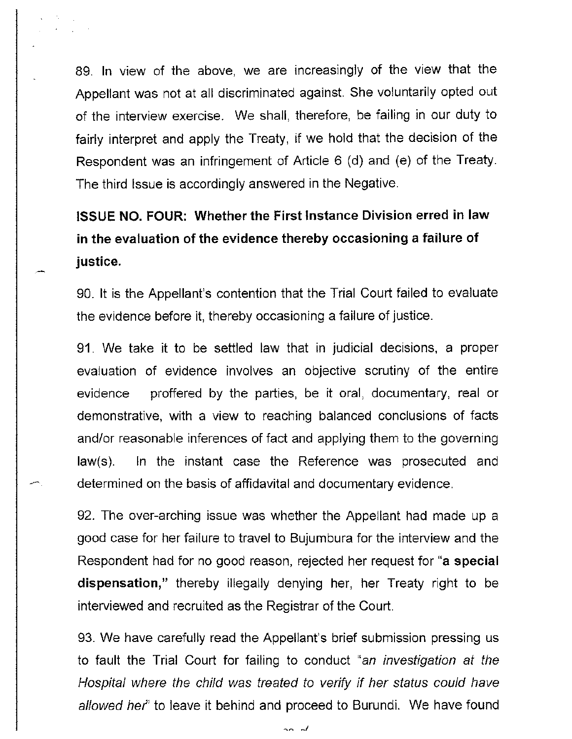89. In view of the above, we are increasingly of the view that the Appellant was not at all discriminated against. She voluntarily opted out of the interview exercise. We shall, therefore, be failing in our duty to fairly interpret and apply the Treaty, if we hold that the decision of the Respondent was an infringement of Article 6 (d) and (e) of the Treaty. The third Issue is accordingly answered in the Negative.

**ISSUE NO. FOUR: Whether the First Instance Division erred in law in the evaluation of the evidence thereby occasioning a failure of justice.**

90. It is the Appellant's contention that the Trial Court failed to evaluate the evidence before it, thereby occasioning a failure of justice.

91. We take it to be settled law that in judicial decisions, a proper evaluation of evidence involves an objective scrutiny of the entire evidence proffered by the parties, be it oral, documentary, real or demonstrative, with a view to reaching balanced conclusions of facts and/or reasonable inferences of fact and applying them to the governing law(s). In the instant case the Reference was prosecuted and determined on the basis of affidavital and documentary evidence.

92. The over-arching issue was whether the Appellant had made up a good case for her failure to travel to Bujumbura for the interview and the Respondent had for no good reason, rejected her request for "**a special dispensation,**" thereby illegally denying her, her Treaty right to be interviewed and recruited as the Registrar of the Court.

93. We have carefully read the Appellant's brief submission pressing us to fault the Trial Court for failing to conduct "*an investigation at the Hospital where the child was treated to verify if her status could have allowed her*" to leave it behind and proceed to Burundi. We have found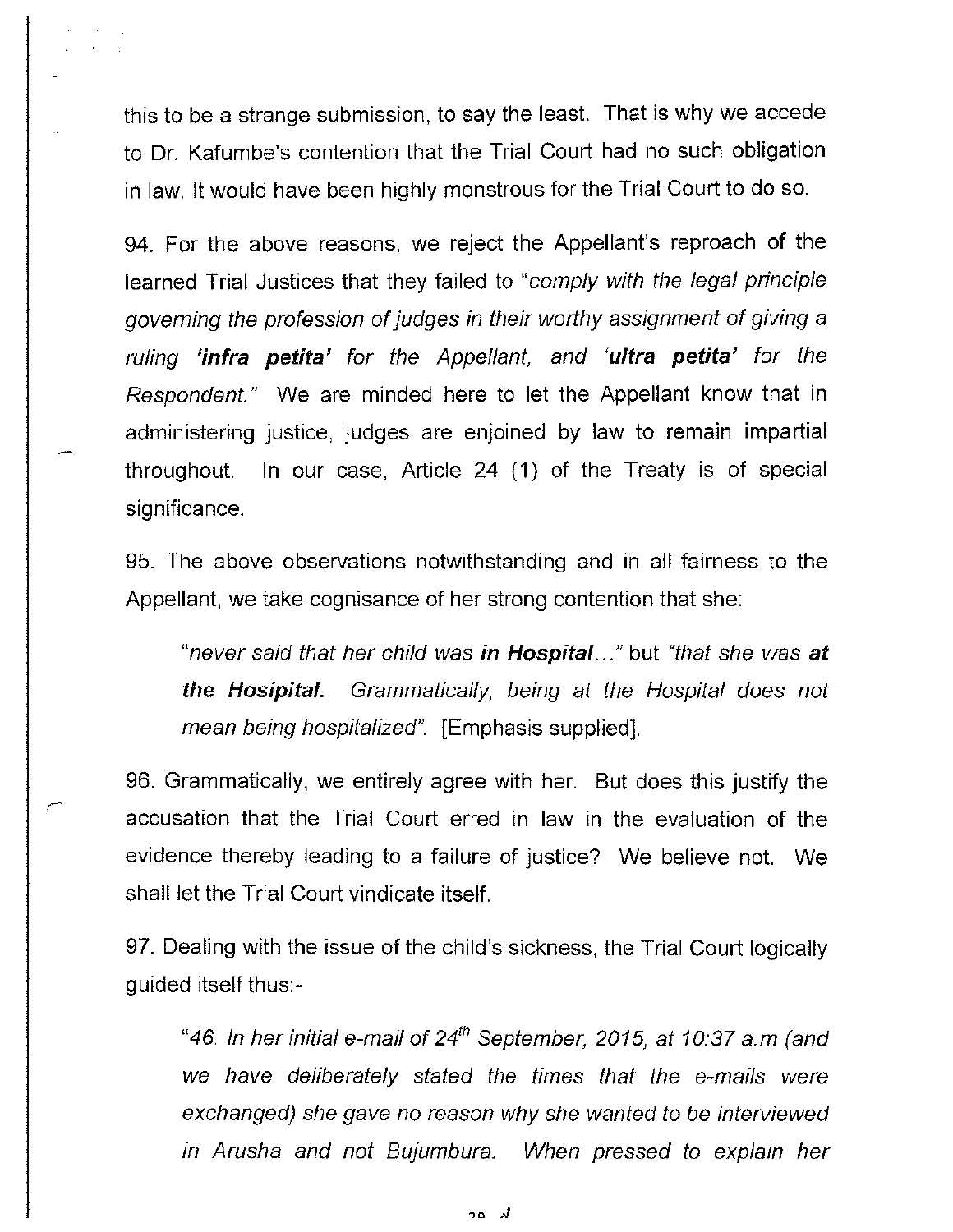this to be a strange submission, to say the least. That is why we accede to Dr. Kafumbe's contention that the Trial Court had no such obligation in law. It would have been highly monstrous for the Trial Court to do so.

94. For the above reasons, we reject the Appellant's reproach of the learned Trial Justices that they failed to "*comply with the legal principle governing the profession of judges in their worthy assignment of giving a ruling **'infra petita'** for the Appellant, and **'ultra petita'** for the Respondent.*" We are minded here to let the Appellant know that in administering justice, judges are enjoined by law to remain impartial throughout. In our case, Article 24 (1) of the Treaty is of special significance.

95. The above observations notwithstanding and in all fairness to the Appellant, we take cognisance of her strong contention that she:

> "*never said that her child was **in Hospital**...*" but "*that she was **at the Hosipital.** Grammatically, being at the Hospital does not mean being hospitalized*". [Emphasis supplied].

96. Grammatically, we entirely agree with her. But does this justify the accusation that the Trial Court erred in law in the evaluation of the evidence thereby leading to a failure of justice? We believe not. We shall let the Trial Court vindicate itself.

97. Dealing with the issue of the child's sickness, the Trial Court logically guided itself thus:-

> "*46. In her initial e-mail of 24th September, 2015, at 10:37 a.m (and we have deliberately stated the times that the e-mails were exchanged) she gave no reason why she wanted to be interviewed in Arusha and not Bujumbura. When pressed to explain her*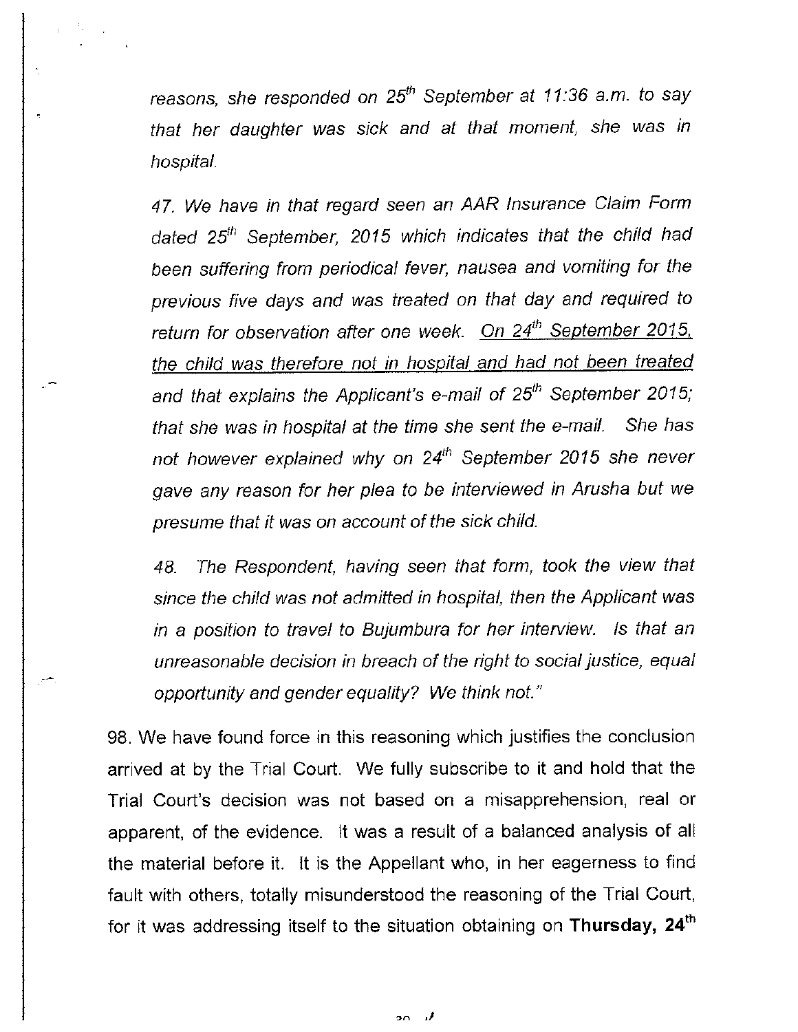*reasons, she responded on 25th September at 11:36 a.m. to say that her daughter was sick and at that moment, she was in hospital.*

*47. We have in that regard seen an AAR Insurance Claim Form dated 25th September, 2015 which indicates that the child had been suffering from periodical fever, nausea and vomiting for the previous five days and was treated on that day and required to return for observation after one week. <u>On 24th September 2015, the child was therefore not in hospital and had not been treated</u> and that explains the Applicant's e-mail of 25th September 2015; that she was in hospital at the time she sent the e-mail. She has not however explained why on 24th September 2015 she never gave any reason for her plea to be interviewed in Arusha but we presume that it was on account of the sick child.*

*48. The Respondent, having seen that form, took the view that since the child was not admitted in hospital, then the Applicant was in a position to travel to Bujumbura for her interview. Is that an unreasonable decision in breach of the right to social justice, equal opportunity and gender equality? We think not."*

98. We have found force in this reasoning which justifies the conclusion arrived at by the Trial Court. We fully subscribe to it and hold that the Trial Court's decision was not based on a misapprehension, real or apparent, of the evidence. It was a result of a balanced analysis of all the material before it. It is the Appellant who, in her eagerness to find fault with others, totally misunderstood the reasoning of the Trial Court, for it was addressing itself to the situation obtaining on **Thursday, 24th**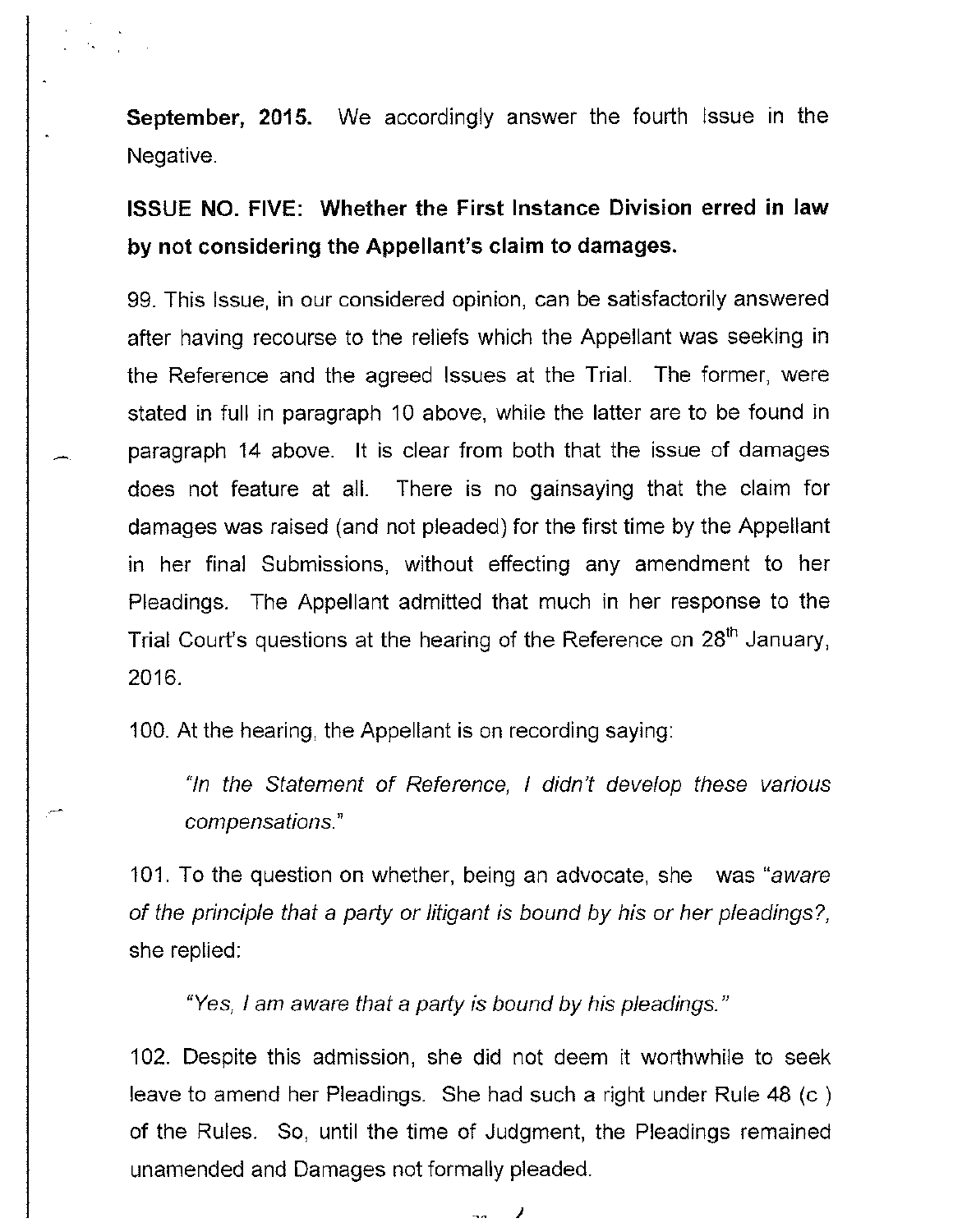**September, 2015.** We accordingly answer the fourth Issue in the Negative.

**ISSUE NO. FIVE: Whether the First Instance Division erred in law by not considering the Appellant's claim to damages.**

99. This Issue, in our considered opinion, can be satisfactorily answered after having recourse to the reliefs which the Appellant was seeking in the Reference and the agreed Issues at the Trial. The former, were stated in full in paragraph 10 above, while the latter are to be found in paragraph 14 above. It is clear from both that the issue of damages does not feature at all. There is no gainsaying that the claim for damages was raised (and not pleaded) for the first time by the Appellant in her final Submissions, without effecting any amendment to her Pleadings. The Appellant admitted that much in her response to the Trial Court's questions at the hearing of the Reference on 28th January, 2016.

100. At the hearing, the Appellant is on recording saying:

> *"In the Statement of Reference, I didn't develop these various compensations."*

101. To the question on whether, being an advocate, she was "*aware of the principle that a party or litigant is bound by his or her pleadings?*, she replied:

> *"Yes, I am aware that a party is bound by his pleadings."*

102. Despite this admission, she did not deem it worthwhile to seek leave to amend her Pleadings. She had such a right under Rule 48 (c ) of the Rules. So, until the time of Judgment, the Pleadings remained unamended and Damages not formally pleaded.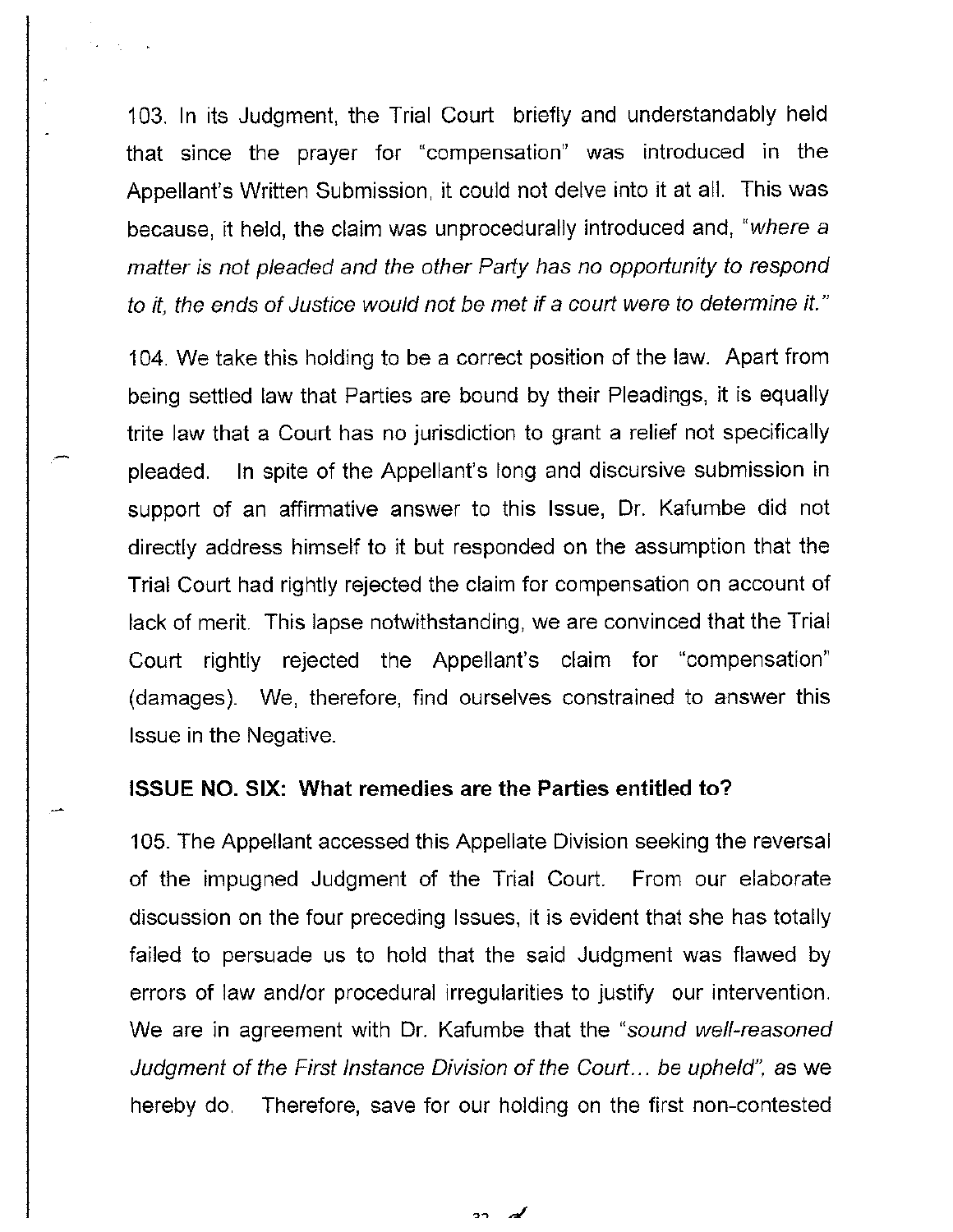103. In its Judgment, the Trial Court briefly and understandably held that since the prayer for "compensation" was introduced in the Appellant's Written Submission, it could not delve into it at all. This was because, it held, the claim was unprocedurally introduced and, "*where a matter is not pleaded and the other Party has no opportunity to respond to it, the ends of Justice would not be met if a court were to determine it.*"

104. We take this holding to be a correct position of the law. Apart from being settled law that Parties are bound by their Pleadings, it is equally trite law that a Court has no jurisdiction to grant a relief not specifically pleaded. In spite of the Appellant's long and discursive submission in support of an affirmative answer to this Issue, Dr. Kafumbe did not directly address himself to it but responded on the assumption that the Trial Court had rightly rejected the claim for compensation on account of lack of merit. This lapse notwithstanding, we are convinced that the Trial Court rightly rejected the Appellant's claim for "compensation" (damages). We, therefore, find ourselves constrained to answer this Issue in the Negative.

**ISSUE NO. SIX: What remedies are the Parties entitled to?**

105. The Appellant accessed this Appellate Division seeking the reversal of the impugned Judgment of the Trial Court. From our elaborate discussion on the four preceding Issues, it is evident that she has totally failed to persuade us to hold that the said Judgment was flawed by errors of law and/or procedural irregularities to justify our intervention. We are in agreement with Dr. Kafumbe that the "*sound well-reasoned Judgment of the First Instance Division of the Court... be upheld*", as we hereby do. Therefore, save for our holding on the first non-contested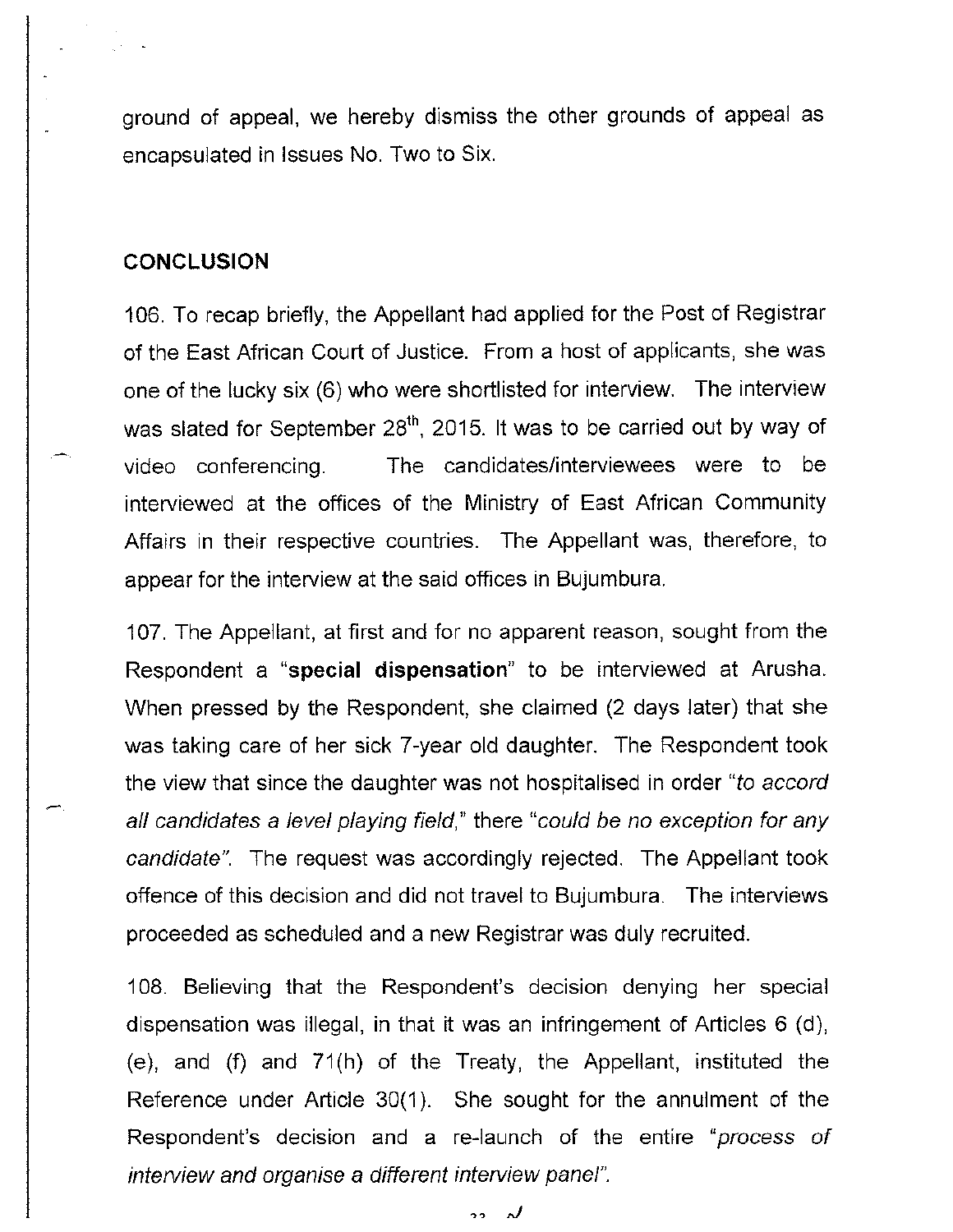ground of appeal, we hereby dismiss the other grounds of appeal as encapsulated in Issues No. Two to Six.

## CONCLUSION

106. To recap briefly, the Appellant had applied for the Post of Registrar of the East African Court of Justice. From a host of applicants, she was one of the lucky six (6) who were shortlisted for interview. The interview was slated for September 28th, 2015. It was to be carried out by way of video conferencing. The candidates/interviewees were to be interviewed at the offices of the Ministry of East African Community Affairs in their respective countries. The Appellant was, therefore, to appear for the interview at the said offices in Bujumbura.

107. The Appellant, at first and for no apparent reason, sought from the Respondent a "**special dispensation**" to be interviewed at Arusha. When pressed by the Respondent, she claimed (2 days later) that she was taking care of her sick 7-year old daughter. The Respondent took the view that since the daughter was not hospitalised in order "*to accord all candidates a level playing field,*" there "*could be no exception for any candidate*". The request was accordingly rejected. The Appellant took offence of this decision and did not travel to Bujumbura. The interviews proceeded as scheduled and a new Registrar was duly recruited.

108. Believing that the Respondent's decision denying her special dispensation was illegal, in that it was an infringement of Articles 6 (d), (e), and (f) and 71(h) of the Treaty, the Appellant, instituted the Reference under Article 30(1). She sought for the annulment of the Respondent's decision and a re-launch of the entire "*process of interview and organise a different interview panel*".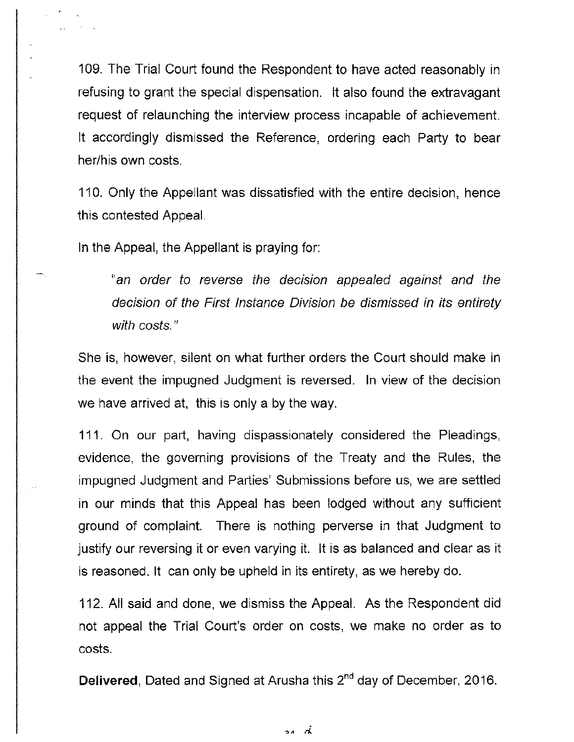109. The Trial Court found the Respondent to have acted reasonably in refusing to grant the special dispensation. It also found the extravagant request of relaunching the interview process incapable of achievement. It accordingly dismissed the Reference, ordering each Party to bear her/his own costs.

110. Only the Appellant was dissatisfied with the entire decision, hence this contested Appeal.

In the Appeal, the Appellant is praying for:

> *"an order to reverse the decision appealed against and the decision of the First Instance Division be dismissed in its entirety with costs."*

She is, however, silent on what further orders the Court should make in the event the impugned Judgment is reversed. In view of the decision we have arrived at, this is only a by the way.

111. On our part, having dispassionately considered the Pleadings, evidence, the governing provisions of the Treaty and the Rules, the impugned Judgment and Parties' Submissions before us, we are settled in our minds that this Appeal has been lodged without any sufficient ground of complaint. There is nothing perverse in that Judgment to justify our reversing it or even varying it. It is as balanced and clear as it is reasoned. It can only be upheld in its entirety, as we hereby do.

112. All said and done, we dismiss the Appeal. As the Respondent did not appeal the Trial Court's order on costs, we make no order as to costs.

**Delivered**, Dated and Signed at Arusha this 2nd day of December, 2016.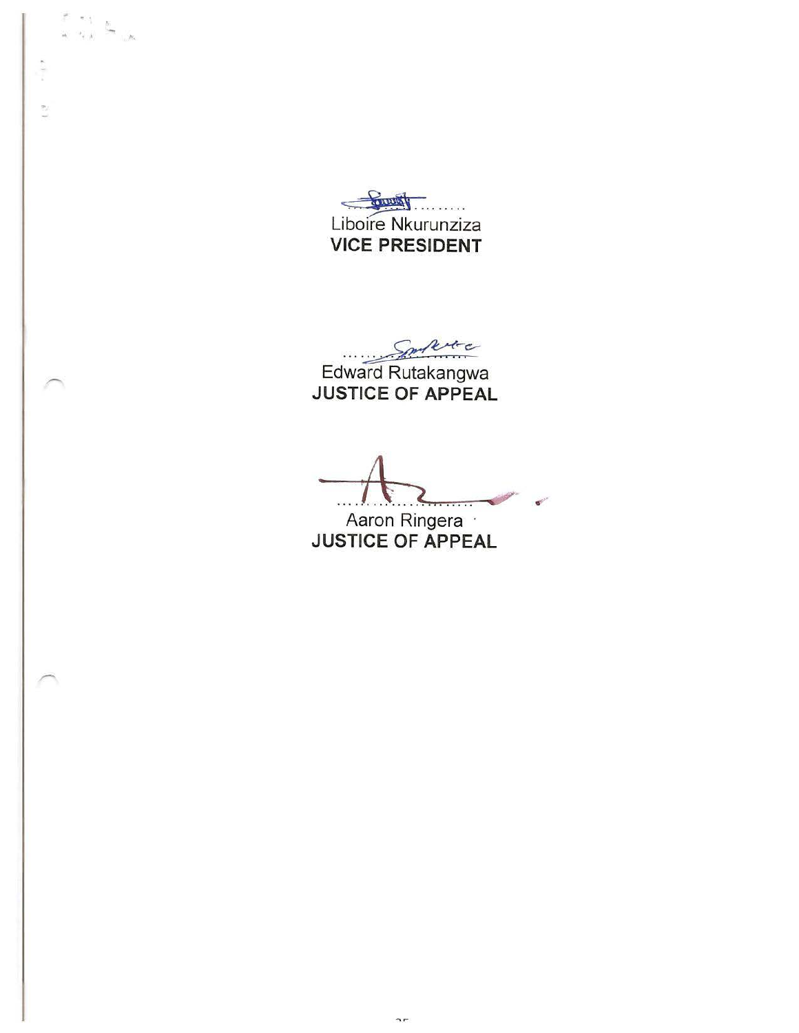Liboire Nkurunziza
**VICE PRESIDENT**

Edward Rutakangwa
**JUSTICE OF APPEAL**

Aaron Ringera
**JUSTICE OF APPEAL**